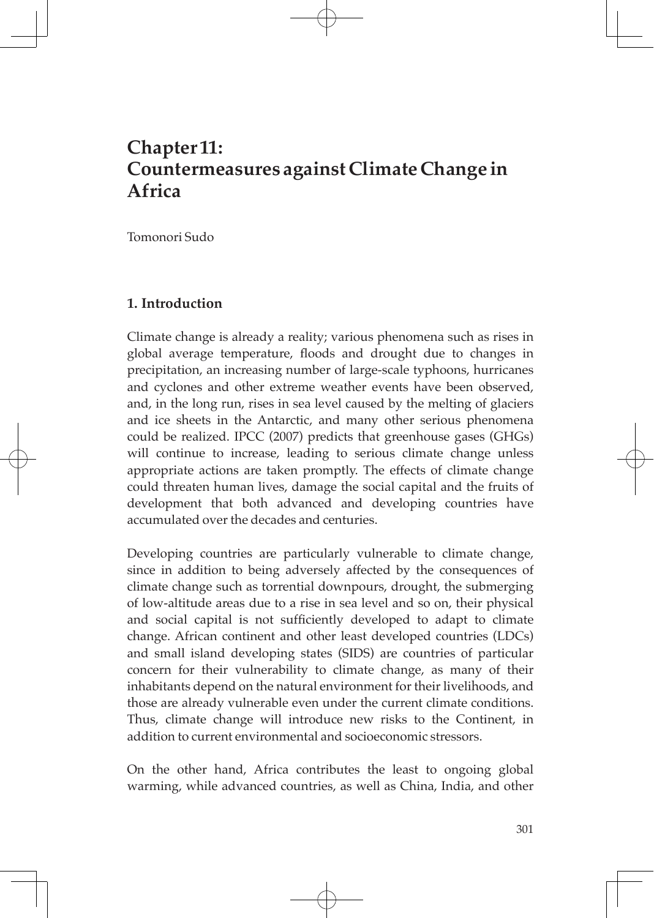# Chapter 11: Countermeasures against Climate Change in Africa

Tomonori Sudo

## 1. Introduction

Climate change is already a reality; various phenomena such as rises in global average temperature, floods and drought due to changes in precipitation, an increasing number of large-scale typhoons, hurricanes and cyclones and other extreme weather events have been observed, and, in the long run, rises in sea level caused by the melting of glaciers and ice sheets in the Antarctic, and many other serious phenomena could be realized. IPCC (2007) predicts that greenhouse gases (GHGs) will continue to increase, leading to serious climate change unless appropriate actions are taken promptly. The effects of climate change could threaten human lives, damage the social capital and the fruits of development that both advanced and developing countries have accumulated over the decades and centuries.

Developing countries are particularly vulnerable to climate change, since in addition to being adversely affected by the consequences of climate change such as torrential downpours, drought, the submerging of low-altitude areas due to a rise in sea level and so on, their physical and social capital is not sufficiently developed to adapt to climate change. African continent and other least developed countries (LDCs) and small island developing states (SIDS) are countries of particular concern for their vulnerability to climate change, as many of their inhabitants depend on the natural environment for their livelihoods, and those are already vulnerable even under the current climate conditions. Thus, climate change will introduce new risks to the Continent, in addition to current environmental and socioeconomic stressors.

On the other hand, Africa contributes the least to ongoing global warming, while advanced countries, as well as China, India, and other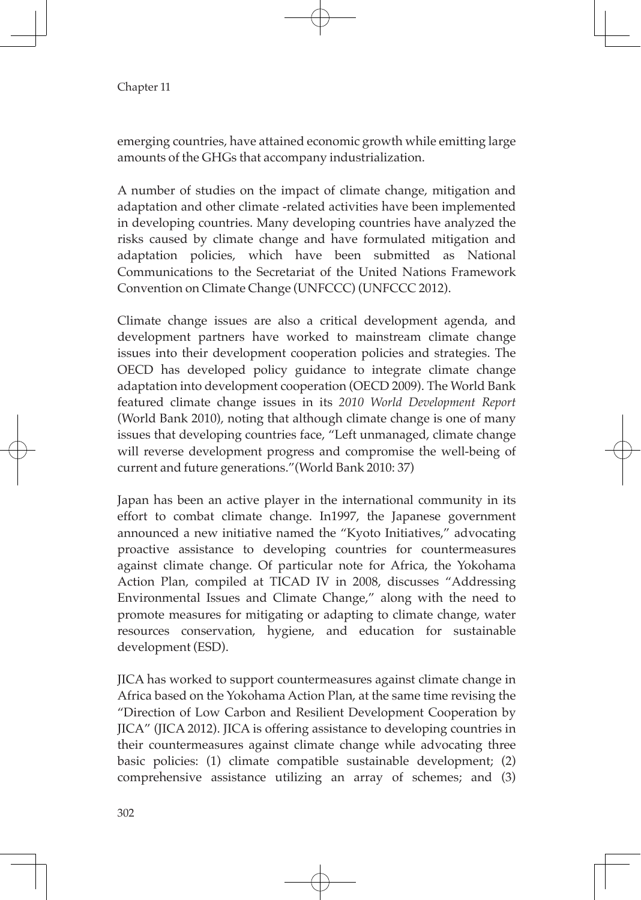emerging countries, have attained economic growth while emitting large amounts of the GHGs that accompany industrialization.

A number of studies on the impact of climate change, mitigation and adaptation and other climate -related activities have been implemented in developing countries. Many developing countries have analyzed the risks caused by climate change and have formulated mitigation and adaptation policies, which have been submitted as National Communications to the Secretariat of the United Nations Framework Convention on Climate Change (UNFCCC) (UNFCCC 2012).

Climate change issues are also a critical development agenda, and development partners have worked to mainstream climate change issues into their development cooperation policies and strategies. The OECD has developed policy guidance to integrate climate change adaptation into development cooperation (OECD 2009). The World Bank featured climate change issues in its *2010 World Development Report* (World Bank 2010), noting that although climate change is one of many issues that developing countries face, "Left unmanaged, climate change will reverse development progress and compromise the well-being of current and future generations."(World Bank 2010: 37)

Japan has been an active player in the international community in its effort to combat climate change. In1997, the Japanese government announced a new initiative named the "Kyoto Initiatives," advocating proactive assistance to developing countries for countermeasures against climate change. Of particular note for Africa, the Yokohama Action Plan, compiled at TICAD IV in 2008, discusses "Addressing Environmental Issues and Climate Change," along with the need to promote measures for mitigating or adapting to climate change, water resources conservation, hygiene, and education for sustainable development (ESD).

JICA has worked to support countermeasures against climate change in Africa based on the Yokohama Action Plan, at the same time revising the "Direction of Low Carbon and Resilient Development Cooperation by JICA" (JICA 2012). JICA is offering assistance to developing countries in their countermeasures against climate change while advocating three basic policies: (1) climate compatible sustainable development; (2) comprehensive assistance utilizing an array of schemes; and (3)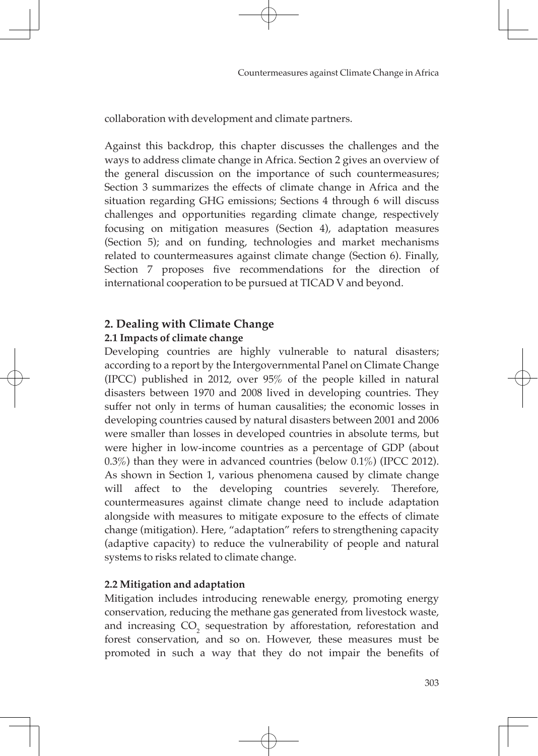collaboration with development and climate partners.

Against this backdrop, this chapter discusses the challenges and the ways to address climate change in Africa. Section 2 gives an overview of the general discussion on the importance of such countermeasures; Section 3 summarizes the effects of climate change in Africa and the situation regarding GHG emissions; Sections 4 through 6 will discuss challenges and opportunities regarding climate change, respectively focusing on mitigation measures (Section 4), adaptation measures (Section 5); and on funding, technologies and market mechanisms related to countermeasures against climate change (Section 6). Finally, Section 7 proposes five recommendations for the direction of international cooperation to be pursued at TICAD V and beyond.

## 2. Dealing with Climate Change

### 2.1 Impacts of climate change

Developing countries are highly vulnerable to natural disasters; according to a report by the Intergovernmental Panel on Climate Change (IPCC) published in 2012, over 95% of the people killed in natural disasters between 1970 and 2008 lived in developing countries. They suffer not only in terms of human causalities; the economic losses in developing countries caused by natural disasters between 2001 and 2006 were smaller than losses in developed countries in absolute terms, but were higher in low-income countries as a percentage of GDP (about 0.3%) than they were in advanced countries (below 0.1%) (IPCC 2012). As shown in Section 1, various phenomena caused by climate change will affect to the developing countries severely. Therefore, countermeasures against climate change need to include adaptation alongside with measures to mitigate exposure to the effects of climate change (mitigation). Here, "adaptation" refers to strengthening capacity (adaptive capacity) to reduce the vulnerability of people and natural systems to risks related to climate change.

### 2.2 Mitigation and adaptation

Mitigation includes introducing renewable energy, promoting energy conservation, reducing the methane gas generated from livestock waste, and increasing $CO_2$ sequestration by afforestation, reforestation and forest conservation, and so on. However, these measures must be promoted in such a way that they do not impair the benefits of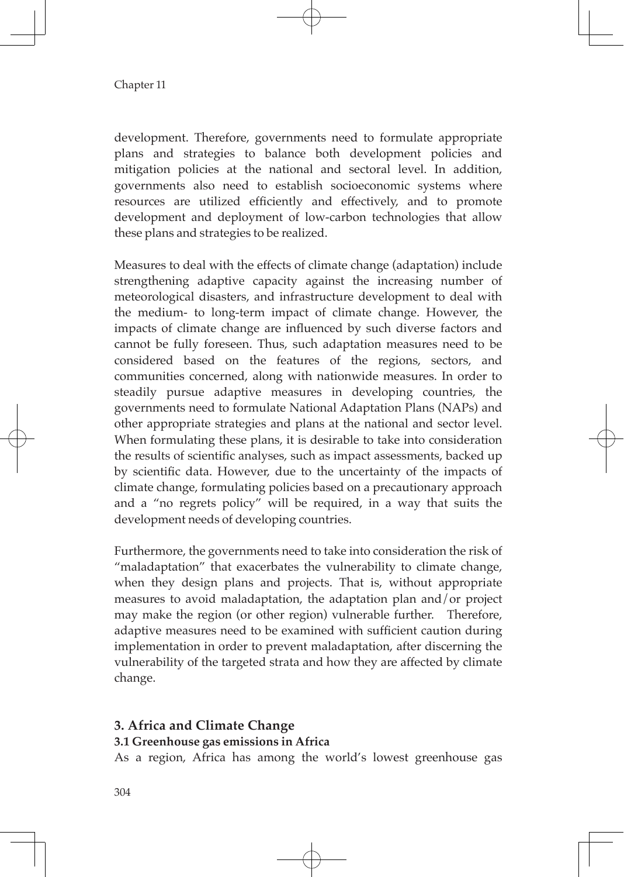development. Therefore, governments need to formulate appropriate plans and strategies to balance both development policies and mitigation policies at the national and sectoral level. In addition, governments also need to establish socioeconomic systems where resources are utilized efficiently and effectively, and to promote development and deployment of low-carbon technologies that allow these plans and strategies to be realized.

Measures to deal with the effects of climate change (adaptation) include strengthening adaptive capacity against the increasing number of meteorological disasters, and infrastructure development to deal with the medium- to long-term impact of climate change. However, the impacts of climate change are influenced by such diverse factors and cannot be fully foreseen. Thus, such adaptation measures need to be considered based on the features of the regions, sectors, and communities concerned, along with nationwide measures. In order to steadily pursue adaptive measures in developing countries, the governments need to formulate National Adaptation Plans (NAPs) and other appropriate strategies and plans at the national and sector level. When formulating these plans, it is desirable to take into consideration the results of scientific analyses, such as impact assessments, backed up by scientific data. However, due to the uncertainty of the impacts of climate change, formulating policies based on a precautionary approach and a "no regrets policy" will be required, in a way that suits the development needs of developing countries.

Furthermore, the governments need to take into consideration the risk of "maladaptation" that exacerbates the vulnerability to climate change, when they design plans and projects. That is, without appropriate measures to avoid maladaptation, the adaptation plan and/or project may make the region (or other region) vulnerable further. Therefore, adaptive measures need to be examined with sufficient caution during implementation in order to prevent maladaptation, after discerning the vulnerability of the targeted strata and how they are affected by climate change.

## 3. Africa and Climate Change

### 3.1 Greenhouse gas emissions in Africa

As a region, Africa has among the world's lowest greenhouse gas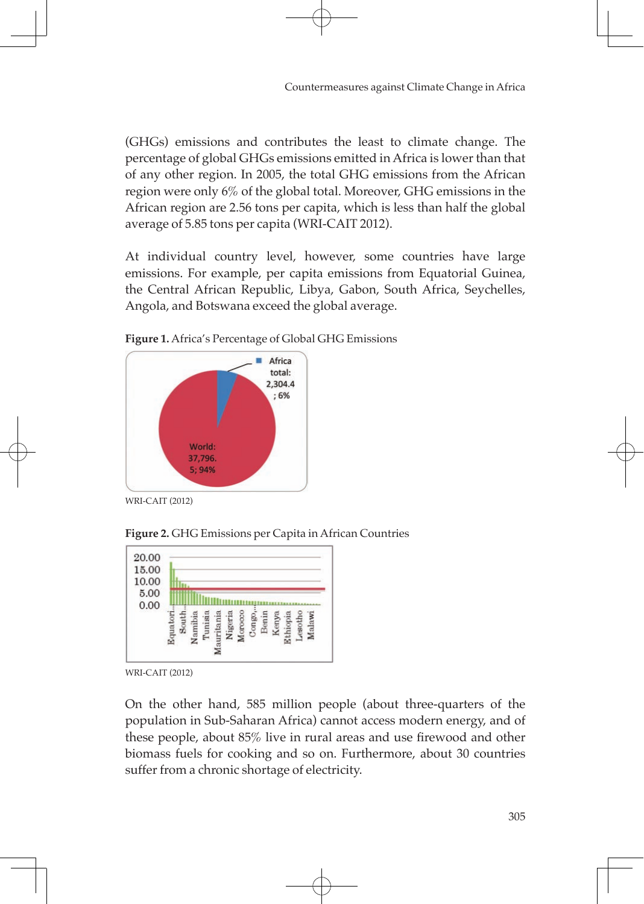(GHGs) emissions and contributes the least to climate change. The percentage of global GHGs emissions emitted in Africa is lower than that of any other region. In 2005, the total GHG emissions from the African region were only 6% of the global total. Moreover, GHG emissions in the African region are 2.56 tons per capita, which is less than half the global average of 5.85 tons per capita (WRI-CAIT 2012).

At individual country level, however, some countries have large emissions. For example, per capita emissions from Equatorial Guinea, the Central African Republic, Libya, Gabon, South Africa, Seychelles, Angola, and Botswana exceed the global average.

**Figure 1.** Africa's Percentage of Global GHG Emissions

WRI-CAIT (2012)

**Figure 2.** GHG Emissions per Capita in African Countries

WRI-CAIT (2012)

On the other hand, 585 million people (about three-quarters of the population in Sub-Saharan Africa) cannot access modern energy, and of these people, about 85% live in rural areas and use firewood and other biomass fuels for cooking and so on. Furthermore, about 30 countries suffer from a chronic shortage of electricity.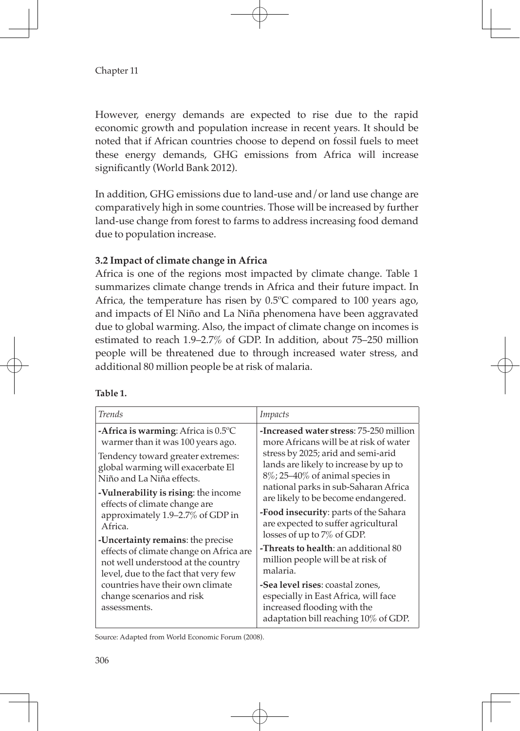However, energy demands are expected to rise due to the rapid economic growth and population increase in recent years. It should be noted that if African countries choose to depend on fossil fuels to meet these energy demands, GHG emissions from Africa will increase significantly (World Bank 2012).

In addition, GHG emissions due to land-use and/or land use change are comparatively high in some countries. Those will be increased by further land-use change from forest to farms to address increasing food demand due to population increase.

### 3.2 Impact of climate change in Africa

Africa is one of the regions most impacted by climate change. Table 1 summarizes climate change trends in Africa and their future impact. In Africa, the temperature has risen by 0.5ºC compared to 100 years ago, and impacts of El Niño and La Niña phenomena have been aggravated due to global warming. Also, the impact of climate change on incomes is estimated to reach 1.9–2.7% of GDP. In addition, about 75–250 million people will be threatened due to through increased water stress, and additional 80 million people be at risk of malaria.

**Table 1.**

| *Trends* | *Impacts* |
|---|---|
| -**Africa is warming**: Africa is 0.5ºC warmer than it was 100 years ago.<br>Tendency toward greater extremes: global warming will exacerbate El Niño and La Niña effects.<br>-**Vulnerability is rising**: the income effects of climate change are approximately 1.9–2.7% of GDP in Africa.<br>-**Uncertainty remains**: the precise effects of climate change on Africa are not well understood at the country level, due to the fact that very few countries have their own climate change scenarios and risk assessments. | -**Increased water stress**: 75-250 million more Africans will be at risk of water stress by 2025; arid and semi-arid lands are likely to increase by up to 8%; 25–40% of animal species in national parks in sub-Saharan Africa are likely to be become endangered.<br>-**Food insecurity**: parts of the Sahara are expected to suffer agricultural losses of up to 7% of GDP.<br>-**Threats to health**: an additional 80 million people will be at risk of malaria.<br>-**Sea level rises**: coastal zones, especially in East Africa, will face increased flooding with the adaptation bill reaching 10% of GDP. |

Source: Adapted from World Economic Forum (2008).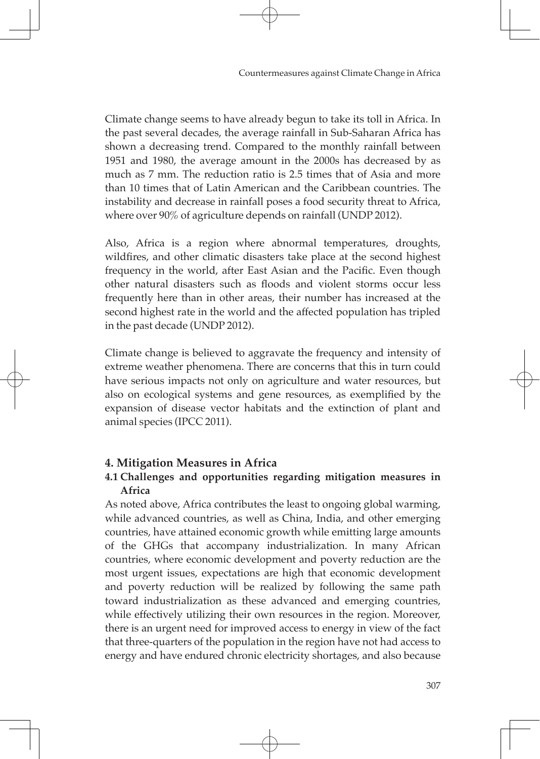Climate change seems to have already begun to take its toll in Africa. In the past several decades, the average rainfall in Sub-Saharan Africa has shown a decreasing trend. Compared to the monthly rainfall between 1951 and 1980, the average amount in the 2000s has decreased by as much as 7 mm. The reduction ratio is 2.5 times that of Asia and more than 10 times that of Latin American and the Caribbean countries. The instability and decrease in rainfall poses a food security threat to Africa, where over 90% of agriculture depends on rainfall (UNDP 2012).

Also, Africa is a region where abnormal temperatures, droughts, wildfires, and other climatic disasters take place at the second highest frequency in the world, after East Asian and the Pacific. Even though other natural disasters such as floods and violent storms occur less frequently here than in other areas, their number has increased at the second highest rate in the world and the affected population has tripled in the past decade (UNDP 2012).

Climate change is believed to aggravate the frequency and intensity of extreme weather phenomena. There are concerns that this in turn could have serious impacts not only on agriculture and water resources, but also on ecological systems and gene resources, as exemplified by the expansion of disease vector habitats and the extinction of plant and animal species (IPCC 2011).

## 4. Mitigation Measures in Africa

### 4.1 Challenges and opportunities regarding mitigation measures in Africa

As noted above, Africa contributes the least to ongoing global warming, while advanced countries, as well as China, India, and other emerging countries, have attained economic growth while emitting large amounts of the GHGs that accompany industrialization. In many African countries, where economic development and poverty reduction are the most urgent issues, expectations are high that economic development and poverty reduction will be realized by following the same path toward industrialization as these advanced and emerging countries, while effectively utilizing their own resources in the region. Moreover, there is an urgent need for improved access to energy in view of the fact that three-quarters of the population in the region have not had access to energy and have endured chronic electricity shortages, and also because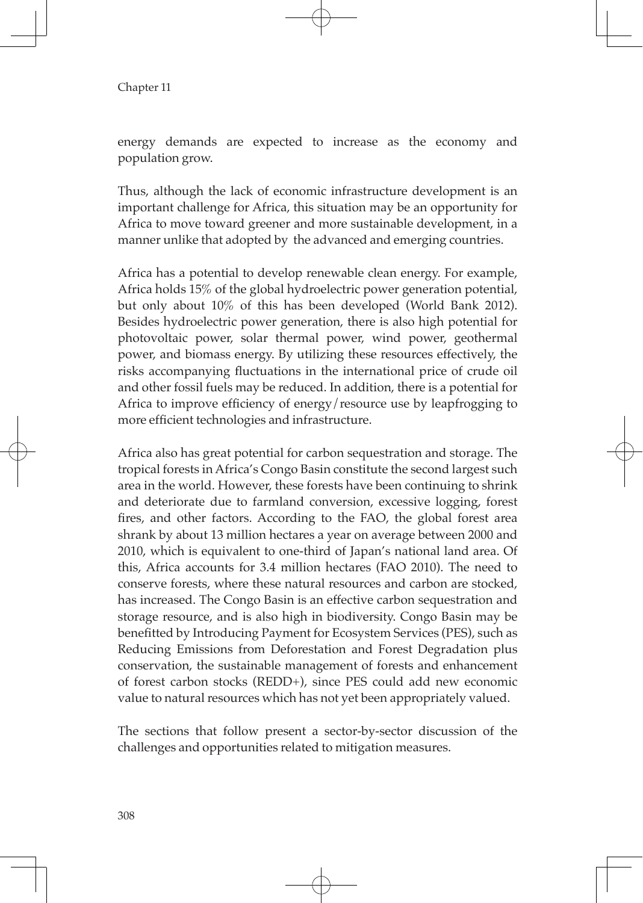energy demands are expected to increase as the economy and population grow.

Thus, although the lack of economic infrastructure development is an important challenge for Africa, this situation may be an opportunity for Africa to move toward greener and more sustainable development, in a manner unlike that adopted by  the advanced and emerging countries.

Africa has a potential to develop renewable clean energy. For example, Africa holds 15% of the global hydroelectric power generation potential, but only about 10% of this has been developed (World Bank 2012). Besides hydroelectric power generation, there is also high potential for photovoltaic power, solar thermal power, wind power, geothermal power, and biomass energy. By utilizing these resources effectively, the risks accompanying fluctuations in the international price of crude oil and other fossil fuels may be reduced. In addition, there is a potential for Africa to improve efficiency of energy/resource use by leapfrogging to more efficient technologies and infrastructure.

Africa also has great potential for carbon sequestration and storage. The tropical forests in Africa's Congo Basin constitute the second largest such area in the world. However, these forests have been continuing to shrink and deteriorate due to farmland conversion, excessive logging, forest fires, and other factors. According to the FAO, the global forest area shrank by about 13 million hectares a year on average between 2000 and 2010, which is equivalent to one-third of Japan's national land area. Of this, Africa accounts for 3.4 million hectares (FAO 2010). The need to conserve forests, where these natural resources and carbon are stocked, has increased. The Congo Basin is an effective carbon sequestration and storage resource, and is also high in biodiversity. Congo Basin may be benefitted by Introducing Payment for Ecosystem Services (PES), such as Reducing Emissions from Deforestation and Forest Degradation plus conservation, the sustainable management of forests and enhancement of forest carbon stocks (REDD+), since PES could add new economic value to natural resources which has not yet been appropriately valued.

The sections that follow present a sector-by-sector discussion of the challenges and opportunities related to mitigation measures.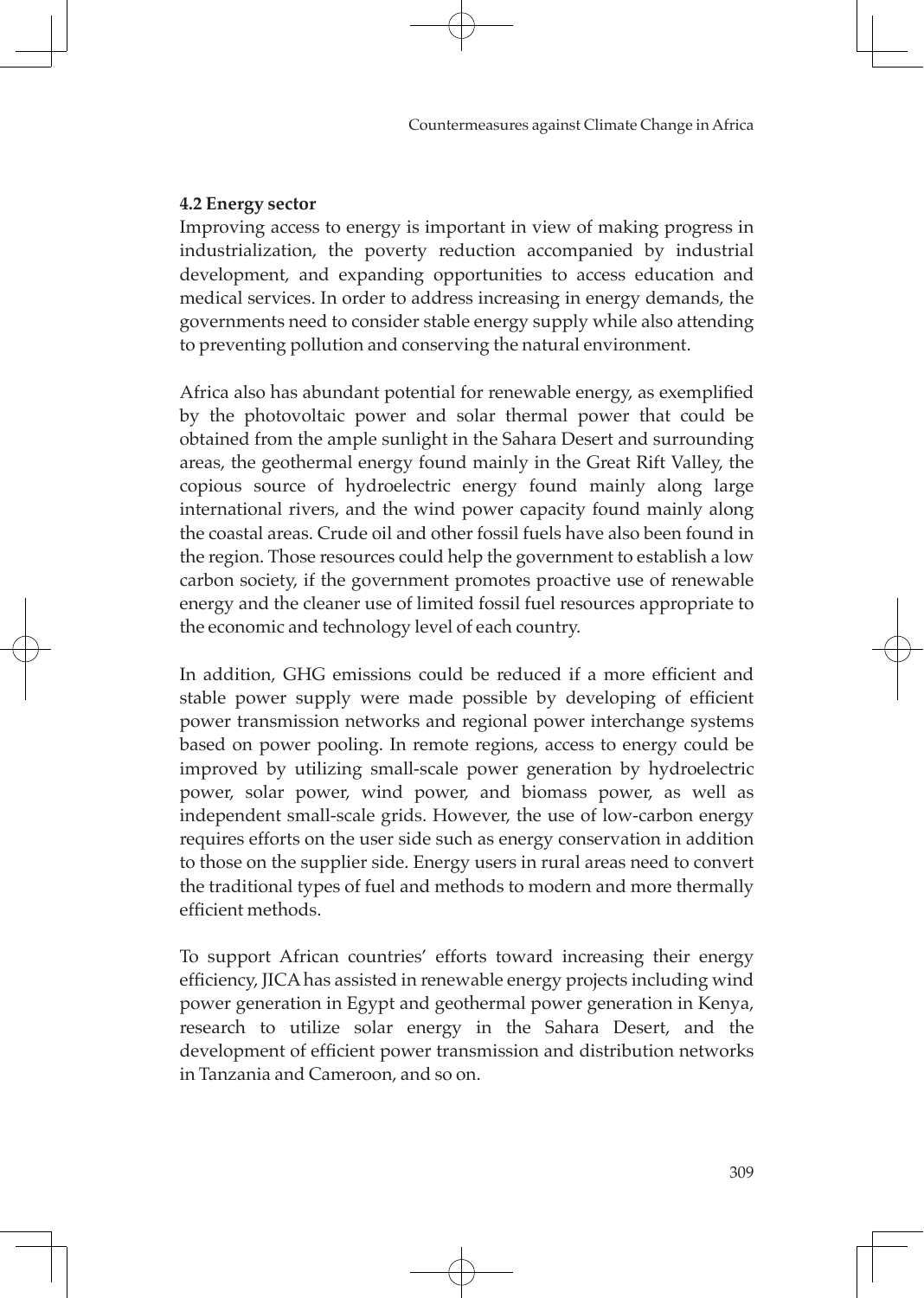**4.2 Energy sector**

Improving access to energy is important in view of making progress in industrialization, the poverty reduction accompanied by industrial development, and expanding opportunities to access education and medical services. In order to address increasing in energy demands, the governments need to consider stable energy supply while also attending to preventing pollution and conserving the natural environment.

Africa also has abundant potential for renewable energy, as exemplified by the photovoltaic power and solar thermal power that could be obtained from the ample sunlight in the Sahara Desert and surrounding areas, the geothermal energy found mainly in the Great Rift Valley, the copious source of hydroelectric energy found mainly along large international rivers, and the wind power capacity found mainly along the coastal areas. Crude oil and other fossil fuels have also been found in the region. Those resources could help the government to establish a low carbon society, if the government promotes proactive use of renewable energy and the cleaner use of limited fossil fuel resources appropriate to the economic and technology level of each country.

In addition, GHG emissions could be reduced if a more efficient and stable power supply were made possible by developing of efficient power transmission networks and regional power interchange systems based on power pooling. In remote regions, access to energy could be improved by utilizing small-scale power generation by hydroelectric power, solar power, wind power, and biomass power, as well as independent small-scale grids. However, the use of low-carbon energy requires efforts on the user side such as energy conservation in addition to those on the supplier side. Energy users in rural areas need to convert the traditional types of fuel and methods to modern and more thermally efficient methods.

To support African countries' efforts toward increasing their energy efficiency, JICA has assisted in renewable energy projects including wind power generation in Egypt and geothermal power generation in Kenya, research to utilize solar energy in the Sahara Desert, and the development of efficient power transmission and distribution networks in Tanzania and Cameroon, and so on.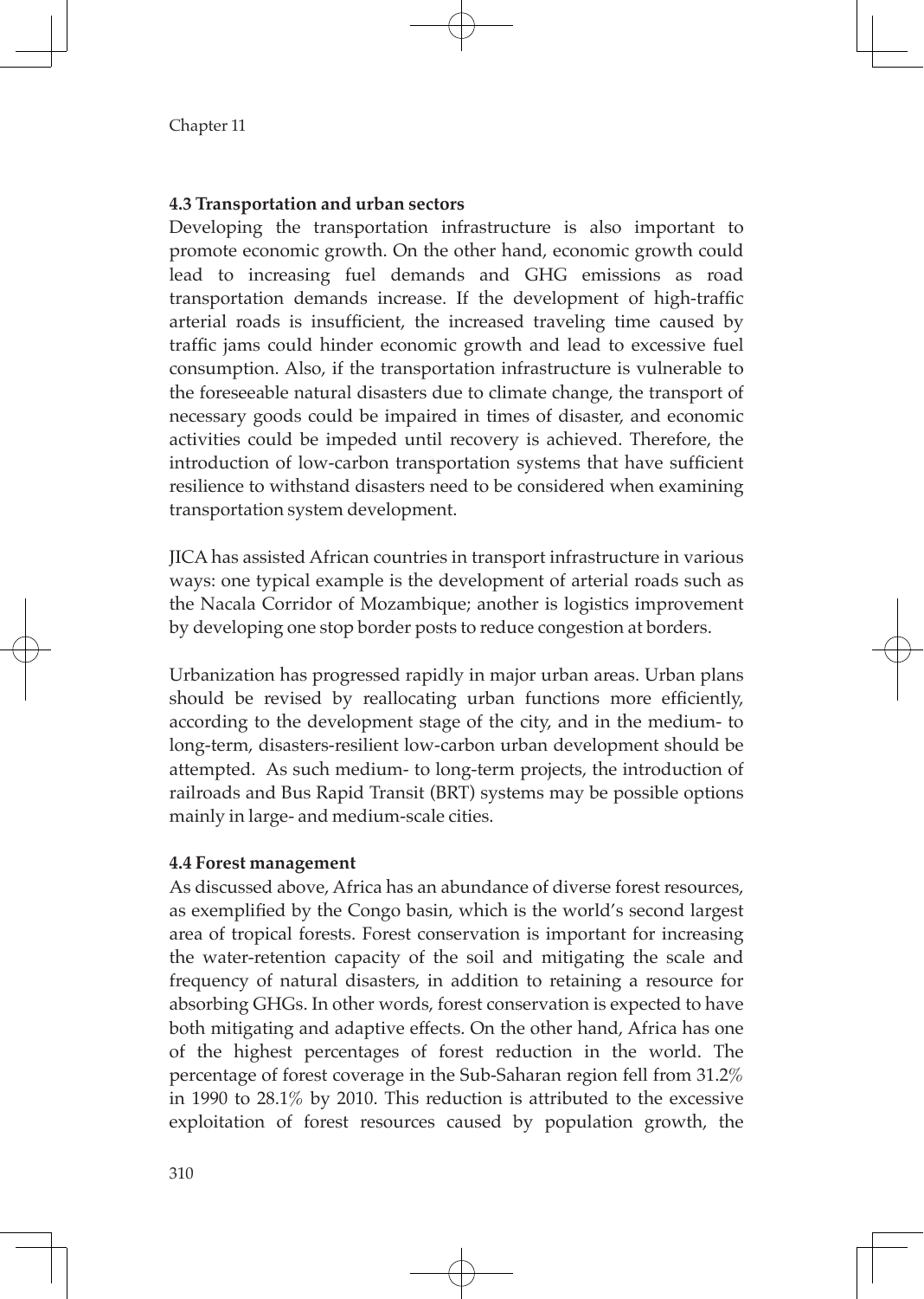### 4.3 Transportation and urban sectors

Developing the transportation infrastructure is also important to promote economic growth. On the other hand, economic growth could lead to increasing fuel demands and GHG emissions as road transportation demands increase. If the development of high-traffic arterial roads is insufficient, the increased traveling time caused by traffic jams could hinder economic growth and lead to excessive fuel consumption. Also, if the transportation infrastructure is vulnerable to the foreseeable natural disasters due to climate change, the transport of necessary goods could be impaired in times of disaster, and economic activities could be impeded until recovery is achieved. Therefore, the introduction of low-carbon transportation systems that have sufficient resilience to withstand disasters need to be considered when examining transportation system development.

JICA has assisted African countries in transport infrastructure in various ways: one typical example is the development of arterial roads such as the Nacala Corridor of Mozambique; another is logistics improvement by developing one stop border posts to reduce congestion at borders.

Urbanization has progressed rapidly in major urban areas. Urban plans should be revised by reallocating urban functions more efficiently, according to the development stage of the city, and in the medium- to long-term, disasters-resilient low-carbon urban development should be attempted. As such medium- to long-term projects, the introduction of railroads and Bus Rapid Transit (BRT) systems may be possible options mainly in large- and medium-scale cities.

### 4.4 Forest management

As discussed above, Africa has an abundance of diverse forest resources, as exemplified by the Congo basin, which is the world's second largest area of tropical forests. Forest conservation is important for increasing the water-retention capacity of the soil and mitigating the scale and frequency of natural disasters, in addition to retaining a resource for absorbing GHGs. In other words, forest conservation is expected to have both mitigating and adaptive effects. On the other hand, Africa has one of the highest percentages of forest reduction in the world. The percentage of forest coverage in the Sub-Saharan region fell from 31.2% in 1990 to 28.1% by 2010. This reduction is attributed to the excessive exploitation of forest resources caused by population growth, the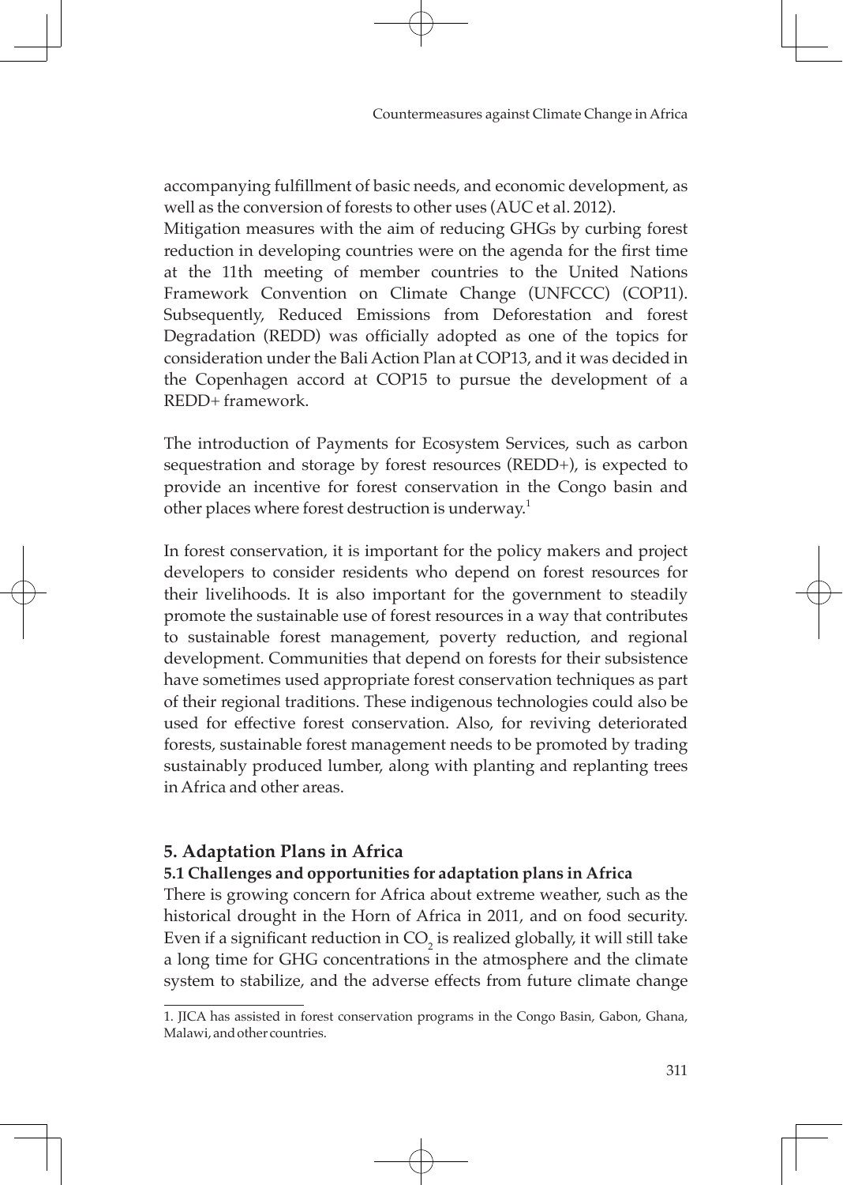accompanying fulfillment of basic needs, and economic development, as well as the conversion of forests to other uses (AUC et al. 2012).

Mitigation measures with the aim of reducing GHGs by curbing forest reduction in developing countries were on the agenda for the first time at the 11th meeting of member countries to the United Nations Framework Convention on Climate Change (UNFCCC) (COP11). Subsequently, Reduced Emissions from Deforestation and forest Degradation (REDD) was officially adopted as one of the topics for consideration under the Bali Action Plan at COP13, and it was decided in the Copenhagen accord at COP15 to pursue the development of a REDD+ framework.

The introduction of Payments for Ecosystem Services, such as carbon sequestration and storage by forest resources (REDD+), is expected to provide an incentive for forest conservation in the Congo basin and other places where forest destruction is underway.[1]

In forest conservation, it is important for the policy makers and project developers to consider residents who depend on forest resources for their livelihoods. It is also important for the government to steadily promote the sustainable use of forest resources in a way that contributes to sustainable forest management, poverty reduction, and regional development. Communities that depend on forests for their subsistence have sometimes used appropriate forest conservation techniques as part of their regional traditions. These indigenous technologies could also be used for effective forest conservation. Also, for reviving deteriorated forests, sustainable forest management needs to be promoted by trading sustainably produced lumber, along with planting and replanting trees in Africa and other areas.

## 5. Adaptation Plans in Africa

### 5.1 Challenges and opportunities for adaptation plans in Africa

There is growing concern for Africa about extreme weather, such as the historical drought in the Horn of Africa in 2011, and on food security. Even if a significant reduction in $CO_2$ is realized globally, it will still take a long time for GHG concentrations in the atmosphere and the climate system to stabilize, and the adverse effects from future climate change

---

1. JICA has assisted in forest conservation programs in the Congo Basin, Gabon, Ghana, Malawi, and other countries.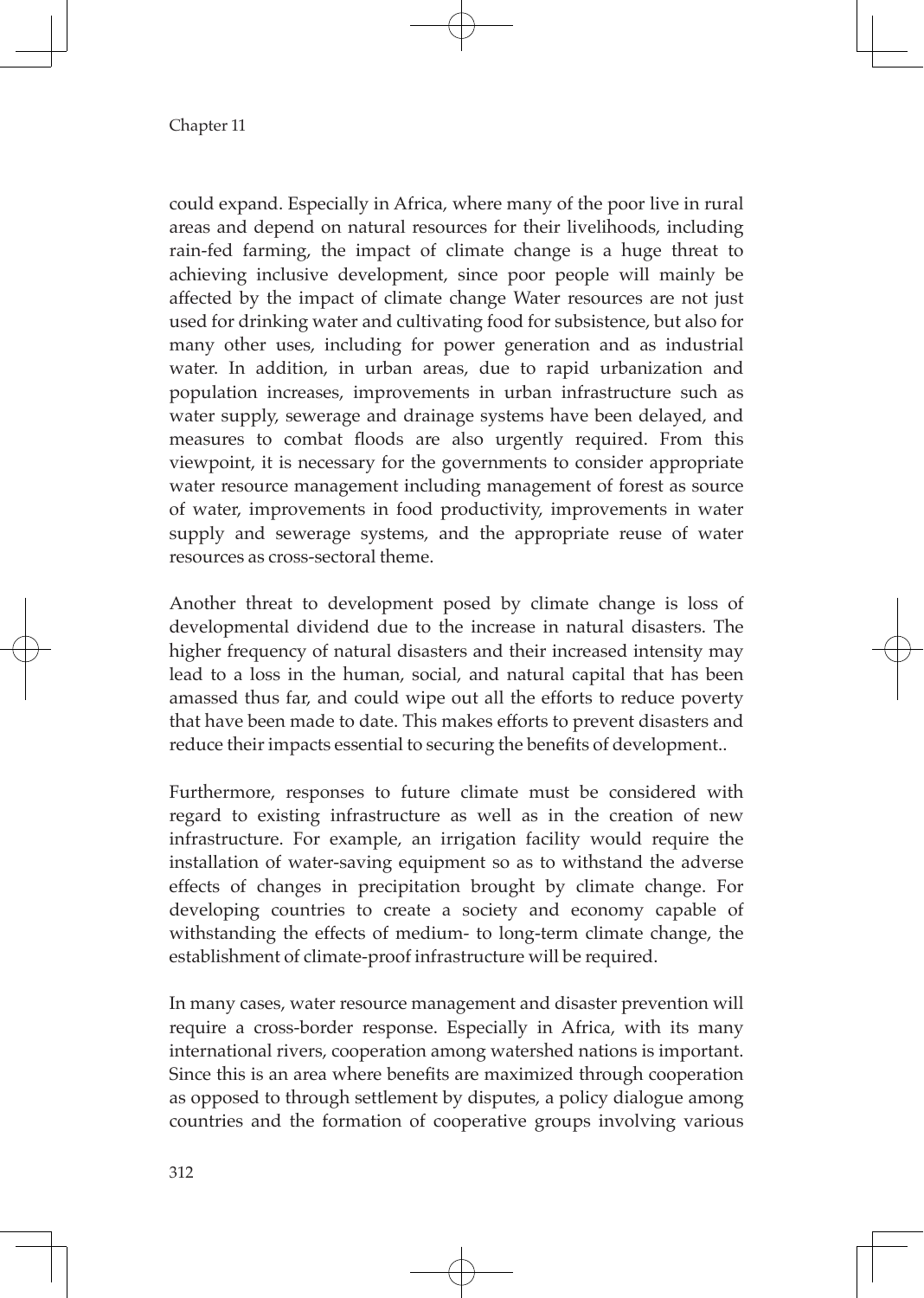could expand. Especially in Africa, where many of the poor live in rural areas and depend on natural resources for their livelihoods, including rain-fed farming, the impact of climate change is a huge threat to achieving inclusive development, since poor people will mainly be affected by the impact of climate change Water resources are not just used for drinking water and cultivating food for subsistence, but also for many other uses, including for power generation and as industrial water. In addition, in urban areas, due to rapid urbanization and population increases, improvements in urban infrastructure such as water supply, sewerage and drainage systems have been delayed, and measures to combat floods are also urgently required. From this viewpoint, it is necessary for the governments to consider appropriate water resource management including management of forest as source of water, improvements in food productivity, improvements in water supply and sewerage systems, and the appropriate reuse of water resources as cross-sectoral theme.

Another threat to development posed by climate change is loss of developmental dividend due to the increase in natural disasters. The higher frequency of natural disasters and their increased intensity may lead to a loss in the human, social, and natural capital that has been amassed thus far, and could wipe out all the efforts to reduce poverty that have been made to date. This makes efforts to prevent disasters and reduce their impacts essential to securing the benefits of development..

Furthermore, responses to future climate must be considered with regard to existing infrastructure as well as in the creation of new infrastructure. For example, an irrigation facility would require the installation of water-saving equipment so as to withstand the adverse effects of changes in precipitation brought by climate change. For developing countries to create a society and economy capable of withstanding the effects of medium- to long-term climate change, the establishment of climate-proof infrastructure will be required.

In many cases, water resource management and disaster prevention will require a cross-border response. Especially in Africa, with its many international rivers, cooperation among watershed nations is important. Since this is an area where benefits are maximized through cooperation as opposed to through settlement by disputes, a policy dialogue among countries and the formation of cooperative groups involving various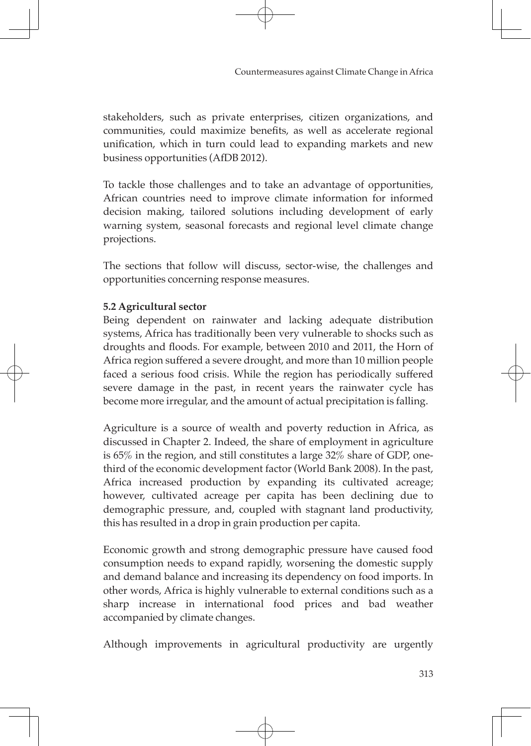stakeholders, such as private enterprises, citizen organizations, and communities, could maximize benefits, as well as accelerate regional unification, which in turn could lead to expanding markets and new business opportunities (AfDB 2012).

To tackle those challenges and to take an advantage of opportunities, African countries need to improve climate information for informed decision making, tailored solutions including development of early warning system, seasonal forecasts and regional level climate change projections.

The sections that follow will discuss, sector-wise, the challenges and opportunities concerning response measures.

### 5.2 Agricultural sector

Being dependent on rainwater and lacking adequate distribution systems, Africa has traditionally been very vulnerable to shocks such as droughts and floods. For example, between 2010 and 2011, the Horn of Africa region suffered a severe drought, and more than 10 million people faced a serious food crisis. While the region has periodically suffered severe damage in the past, in recent years the rainwater cycle has become more irregular, and the amount of actual precipitation is falling.

Agriculture is a source of wealth and poverty reduction in Africa, as discussed in Chapter 2. Indeed, the share of employment in agriculture is 65% in the region, and still constitutes a large 32% share of GDP, one-third of the economic development factor (World Bank 2008). In the past, Africa increased production by expanding its cultivated acreage; however, cultivated acreage per capita has been declining due to demographic pressure, and, coupled with stagnant land productivity, this has resulted in a drop in grain production per capita.

Economic growth and strong demographic pressure have caused food consumption needs to expand rapidly, worsening the domestic supply and demand balance and increasing its dependency on food imports. In other words, Africa is highly vulnerable to external conditions such as a sharp increase in international food prices and bad weather accompanied by climate changes.

Although improvements in agricultural productivity are urgently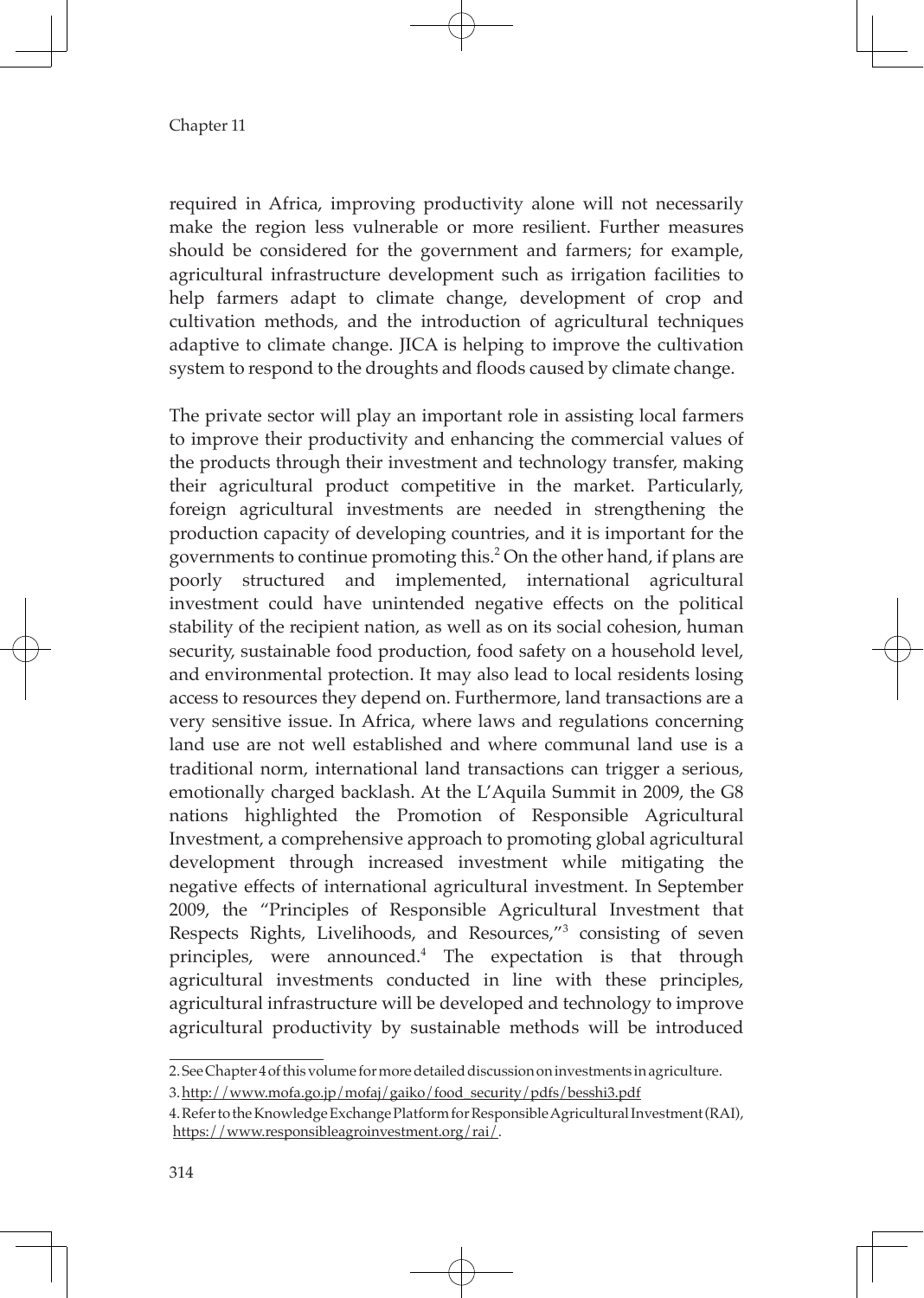required in Africa, improving productivity alone will not necessarily make the region less vulnerable or more resilient. Further measures should be considered for the government and farmers; for example, agricultural infrastructure development such as irrigation facilities to help farmers adapt to climate change, development of crop and cultivation methods, and the introduction of agricultural techniques adaptive to climate change. JICA is helping to improve the cultivation system to respond to the droughts and floods caused by climate change.

The private sector will play an important role in assisting local farmers to improve their productivity and enhancing the commercial values of the products through their investment and technology transfer, making their agricultural product competitive in the market. Particularly, foreign agricultural investments are needed in strengthening the production capacity of developing countries, and it is important for the governments to continue promoting this.[2] On the other hand, if plans are poorly structured and implemented, international agricultural investment could have unintended negative effects on the political stability of the recipient nation, as well as on its social cohesion, human security, sustainable food production, food safety on a household level, and environmental protection. It may also lead to local residents losing access to resources they depend on. Furthermore, land transactions are a very sensitive issue. In Africa, where laws and regulations concerning land use are not well established and where communal land use is a traditional norm, international land transactions can trigger a serious, emotionally charged backlash. At the L'Aquila Summit in 2009, the G8 nations highlighted the Promotion of Responsible Agricultural Investment, a comprehensive approach to promoting global agricultural development through increased investment while mitigating the negative effects of international agricultural investment. In September 2009, the "Principles of Responsible Agricultural Investment that Respects Rights, Livelihoods, and Resources,"[3] consisting of seven principles, were announced.[4] The expectation is that through agricultural investments conducted in line with these principles, agricultural infrastructure will be developed and technology to improve agricultural productivity by sustainable methods will be introduced

---

2. See Chapter 4 of this volume for more detailed discussion on investments in agriculture.

3. http://www.mofa.go.jp/mofaj/gaiko/food_security/pdfs/besshi3.pdf

4. Refer to the Knowledge Exchange Platform for Responsible Agricultural Investment (RAI), https://www.responsibleagroinvestment.org/rai/.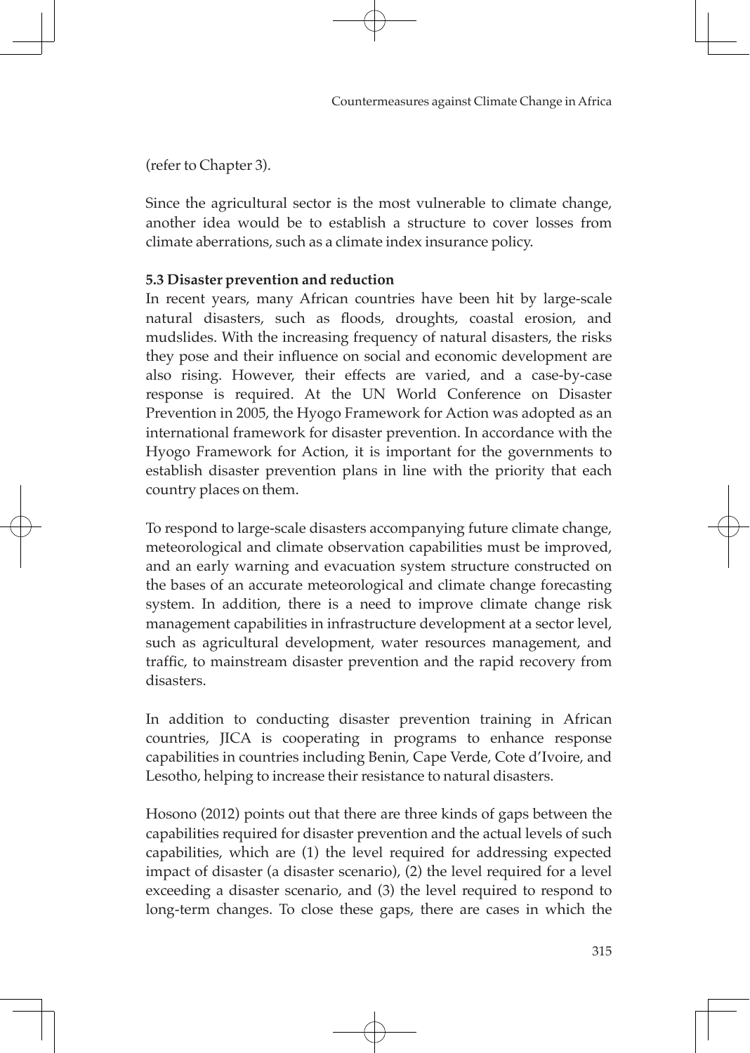(refer to Chapter 3).

Since the agricultural sector is the most vulnerable to climate change, another idea would be to establish a structure to cover losses from climate aberrations, such as a climate index insurance policy.

### 5.3 Disaster prevention and reduction

In recent years, many African countries have been hit by large-scale natural disasters, such as floods, droughts, coastal erosion, and mudslides. With the increasing frequency of natural disasters, the risks they pose and their influence on social and economic development are also rising. However, their effects are varied, and a case-by-case response is required. At the UN World Conference on Disaster Prevention in 2005, the Hyogo Framework for Action was adopted as an international framework for disaster prevention. In accordance with the Hyogo Framework for Action, it is important for the governments to establish disaster prevention plans in line with the priority that each country places on them.

To respond to large-scale disasters accompanying future climate change, meteorological and climate observation capabilities must be improved, and an early warning and evacuation system structure constructed on the bases of an accurate meteorological and climate change forecasting system. In addition, there is a need to improve climate change risk management capabilities in infrastructure development at a sector level, such as agricultural development, water resources management, and traffic, to mainstream disaster prevention and the rapid recovery from disasters.

In addition to conducting disaster prevention training in African countries, JICA is cooperating in programs to enhance response capabilities in countries including Benin, Cape Verde, Cote d'Ivoire, and Lesotho, helping to increase their resistance to natural disasters.

Hosono (2012) points out that there are three kinds of gaps between the capabilities required for disaster prevention and the actual levels of such capabilities, which are (1) the level required for addressing expected impact of disaster (a disaster scenario), (2) the level required for a level exceeding a disaster scenario, and (3) the level required to respond to long-term changes. To close these gaps, there are cases in which the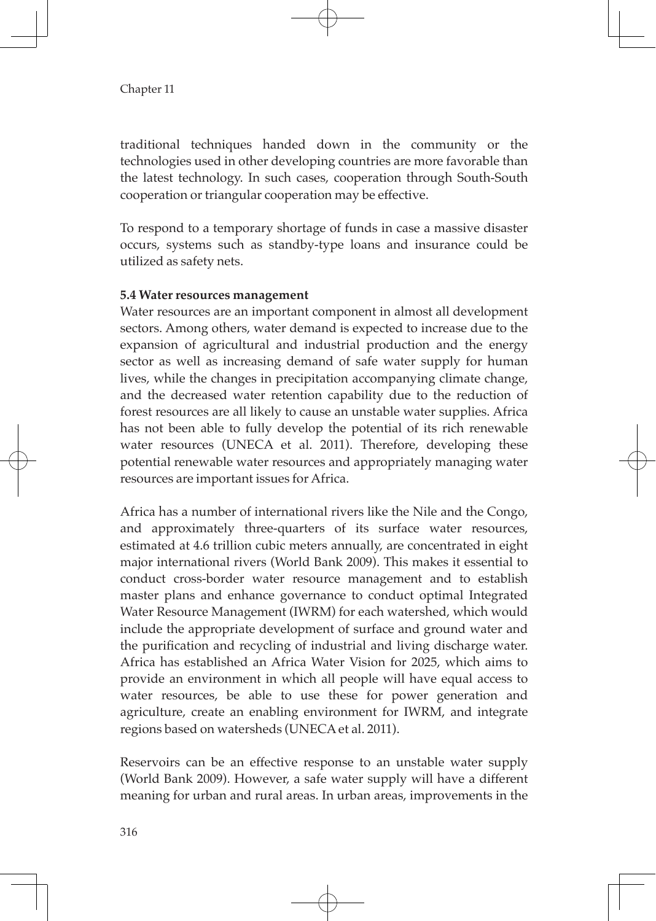traditional techniques handed down in the community or the technologies used in other developing countries are more favorable than the latest technology. In such cases, cooperation through South-South cooperation or triangular cooperation may be effective.

To respond to a temporary shortage of funds in case a massive disaster occurs, systems such as standby-type loans and insurance could be utilized as safety nets.

**5.4 Water resources management**

Water resources are an important component in almost all development sectors. Among others, water demand is expected to increase due to the expansion of agricultural and industrial production and the energy sector as well as increasing demand of safe water supply for human lives, while the changes in precipitation accompanying climate change, and the decreased water retention capability due to the reduction of forest resources are all likely to cause an unstable water supplies. Africa has not been able to fully develop the potential of its rich renewable water resources (UNECA et al. 2011). Therefore, developing these potential renewable water resources and appropriately managing water resources are important issues for Africa.

Africa has a number of international rivers like the Nile and the Congo, and approximately three-quarters of its surface water resources, estimated at 4.6 trillion cubic meters annually, are concentrated in eight major international rivers (World Bank 2009). This makes it essential to conduct cross-border water resource management and to establish master plans and enhance governance to conduct optimal Integrated Water Resource Management (IWRM) for each watershed, which would include the appropriate development of surface and ground water and the purification and recycling of industrial and living discharge water. Africa has established an Africa Water Vision for 2025, which aims to provide an environment in which all people will have equal access to water resources, be able to use these for power generation and agriculture, create an enabling environment for IWRM, and integrate regions based on watersheds (UNECA et al. 2011).

Reservoirs can be an effective response to an unstable water supply (World Bank 2009). However, a safe water supply will have a different meaning for urban and rural areas. In urban areas, improvements in the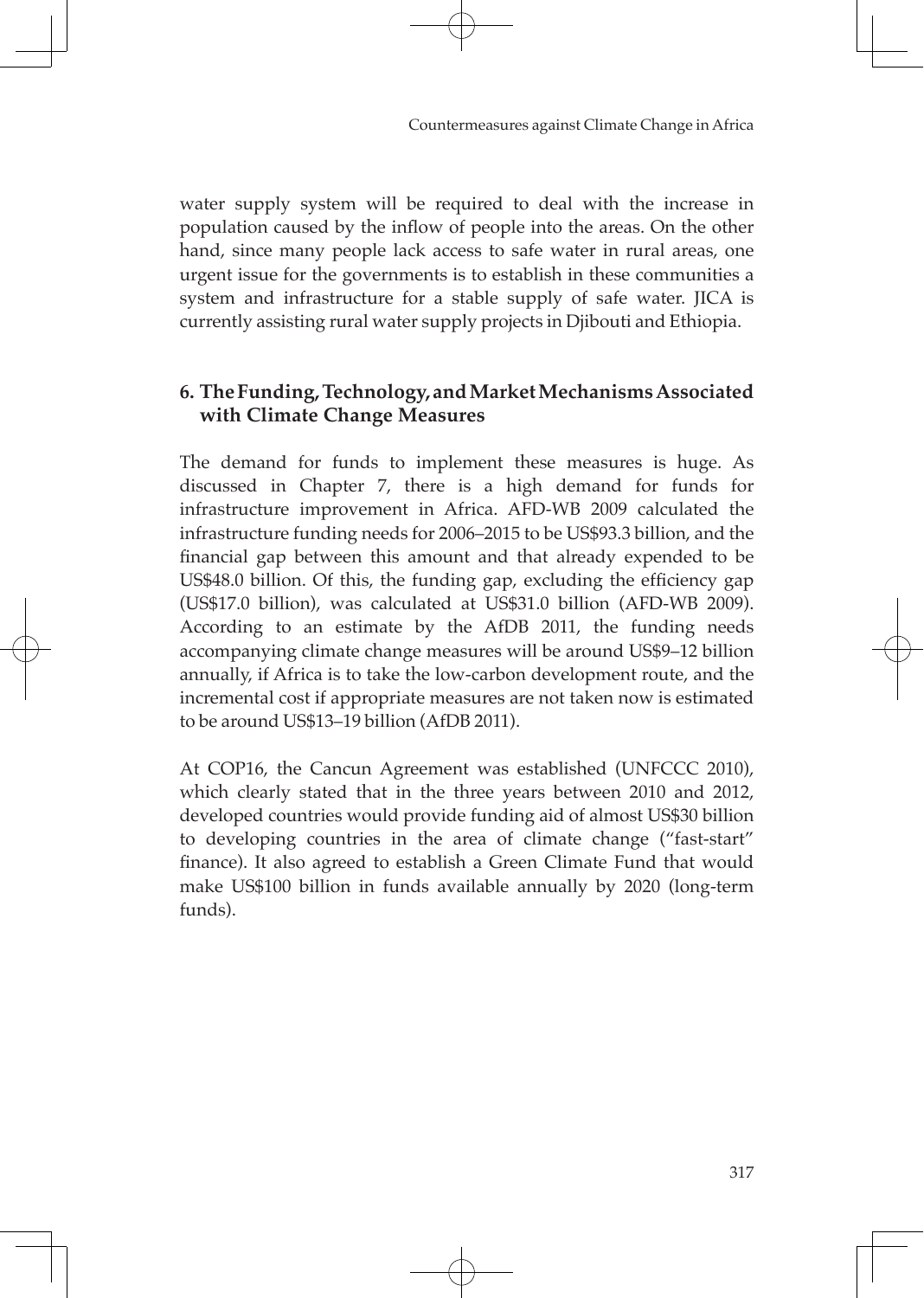water supply system will be required to deal with the increase in population caused by the inflow of people into the areas. On the other hand, since many people lack access to safe water in rural areas, one urgent issue for the governments is to establish in these communities a system and infrastructure for a stable supply of safe water. JICA is currently assisting rural water supply projects in Djibouti and Ethiopia.

## 6. The Funding, Technology, and Market Mechanisms Associated with Climate Change Measures

The demand for funds to implement these measures is huge. As discussed in Chapter 7, there is a high demand for funds for infrastructure improvement in Africa. AFD-WB 2009 calculated the infrastructure funding needs for 2006–2015 to be US$93.3 billion, and the financial gap between this amount and that already expended to be US$48.0 billion. Of this, the funding gap, excluding the efficiency gap (US$17.0 billion), was calculated at US$31.0 billion (AFD-WB 2009). According to an estimate by the AfDB 2011, the funding needs accompanying climate change measures will be around US$9–12 billion annually, if Africa is to take the low-carbon development route, and the incremental cost if appropriate measures are not taken now is estimated to be around US$13–19 billion (AfDB 2011).

At COP16, the Cancun Agreement was established (UNFCCC 2010), which clearly stated that in the three years between 2010 and 2012, developed countries would provide funding aid of almost US$30 billion to developing countries in the area of climate change ("fast-start" finance). It also agreed to establish a Green Climate Fund that would make US$100 billion in funds available annually by 2020 (long-term funds).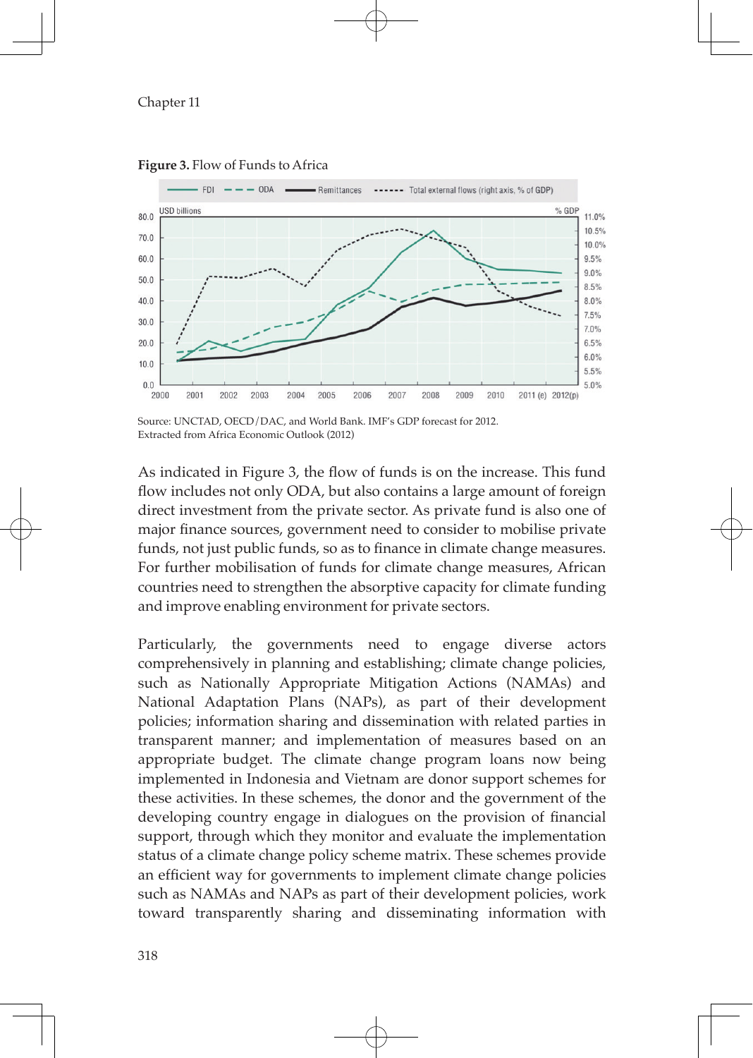**Figure 3.** Flow of Funds to Africa

Source: UNCTAD, OECD/DAC, and World Bank. IMF's GDP forecast for 2012.
Extracted from Africa Economic Outlook (2012)

As indicated in Figure 3, the flow of funds is on the increase. This fund flow includes not only ODA, but also contains a large amount of foreign direct investment from the private sector. As private fund is also one of major finance sources, government need to consider to mobilise private funds, not just public funds, so as to finance in climate change measures. For further mobilisation of funds for climate change measures, African countries need to strengthen the absorptive capacity for climate funding and improve enabling environment for private sectors.

Particularly, the governments need to engage diverse actors comprehensively in planning and establishing; climate change policies, such as Nationally Appropriate Mitigation Actions (NAMAs) and National Adaptation Plans (NAPs), as part of their development policies; information sharing and dissemination with related parties in transparent manner; and implementation of measures based on an appropriate budget. The climate change program loans now being implemented in Indonesia and Vietnam are donor support schemes for these activities. In these schemes, the donor and the government of the developing country engage in dialogues on the provision of financial support, through which they monitor and evaluate the implementation status of a climate change policy scheme matrix. These schemes provide an efficient way for governments to implement climate change policies such as NAMAs and NAPs as part of their development policies, work toward transparently sharing and disseminating information with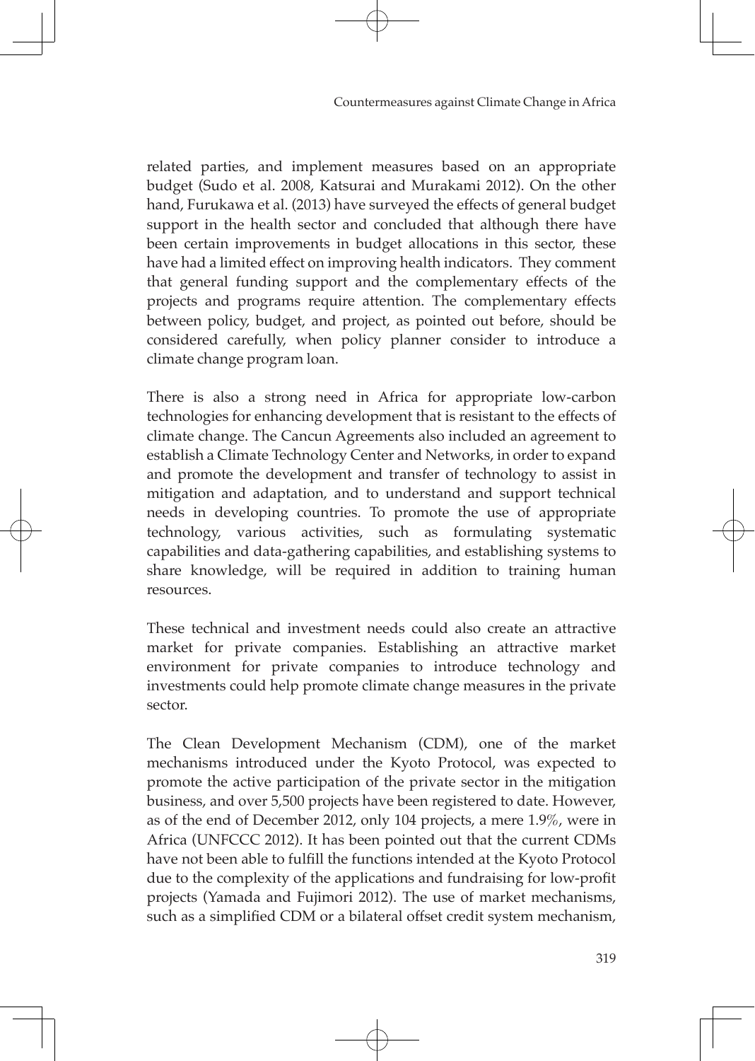related parties, and implement measures based on an appropriate budget (Sudo et al. 2008, Katsurai and Murakami 2012). On the other hand, Furukawa et al. (2013) have surveyed the effects of general budget support in the health sector and concluded that although there have been certain improvements in budget allocations in this sector, these have had a limited effect on improving health indicators. They comment that general funding support and the complementary effects of the projects and programs require attention. The complementary effects between policy, budget, and project, as pointed out before, should be considered carefully, when policy planner consider to introduce a climate change program loan.

There is also a strong need in Africa for appropriate low-carbon technologies for enhancing development that is resistant to the effects of climate change. The Cancun Agreements also included an agreement to establish a Climate Technology Center and Networks, in order to expand and promote the development and transfer of technology to assist in mitigation and adaptation, and to understand and support technical needs in developing countries. To promote the use of appropriate technology, various activities, such as formulating systematic capabilities and data-gathering capabilities, and establishing systems to share knowledge, will be required in addition to training human resources.

These technical and investment needs could also create an attractive market for private companies. Establishing an attractive market environment for private companies to introduce technology and investments could help promote climate change measures in the private sector.

The Clean Development Mechanism (CDM), one of the market mechanisms introduced under the Kyoto Protocol, was expected to promote the active participation of the private sector in the mitigation business, and over 5,500 projects have been registered to date. However, as of the end of December 2012, only 104 projects, a mere 1.9%, were in Africa (UNFCCC 2012). It has been pointed out that the current CDMs have not been able to fulfill the functions intended at the Kyoto Protocol due to the complexity of the applications and fundraising for low-profit projects (Yamada and Fujimori 2012). The use of market mechanisms, such as a simplified CDM or a bilateral offset credit system mechanism,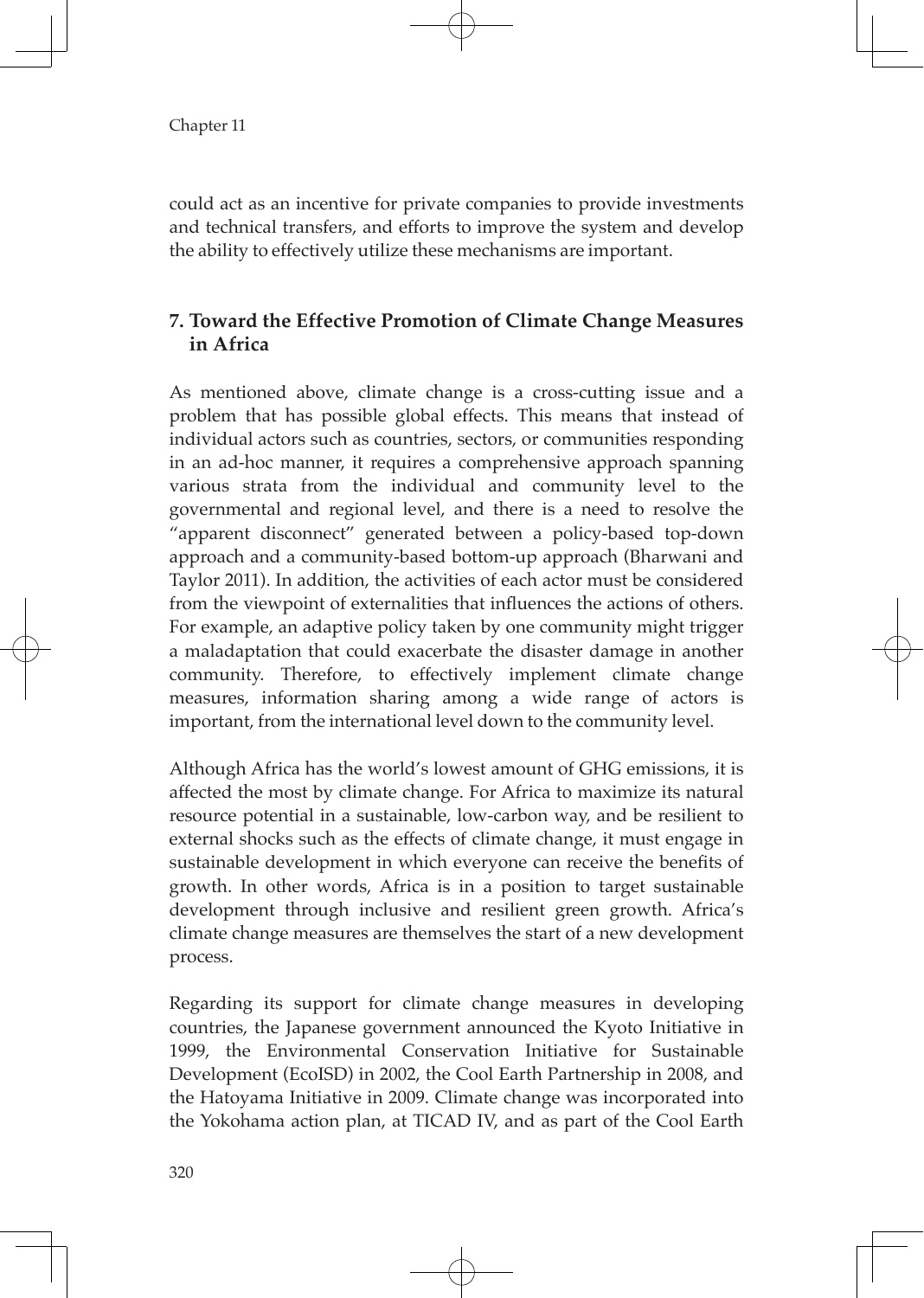could act as an incentive for private companies to provide investments and technical transfers, and efforts to improve the system and develop the ability to effectively utilize these mechanisms are important.

## 7. Toward the Effective Promotion of Climate Change Measures in Africa

As mentioned above, climate change is a cross-cutting issue and a problem that has possible global effects. This means that instead of individual actors such as countries, sectors, or communities responding in an ad-hoc manner, it requires a comprehensive approach spanning various strata from the individual and community level to the governmental and regional level, and there is a need to resolve the "apparent disconnect" generated between a policy-based top-down approach and a community-based bottom-up approach (Bharwani and Taylor 2011). In addition, the activities of each actor must be considered from the viewpoint of externalities that influences the actions of others. For example, an adaptive policy taken by one community might trigger a maladaptation that could exacerbate the disaster damage in another community. Therefore, to effectively implement climate change measures, information sharing among a wide range of actors is important, from the international level down to the community level.

Although Africa has the world's lowest amount of GHG emissions, it is affected the most by climate change. For Africa to maximize its natural resource potential in a sustainable, low-carbon way, and be resilient to external shocks such as the effects of climate change, it must engage in sustainable development in which everyone can receive the benefits of growth. In other words, Africa is in a position to target sustainable development through inclusive and resilient green growth. Africa's climate change measures are themselves the start of a new development process.

Regarding its support for climate change measures in developing countries, the Japanese government announced the Kyoto Initiative in 1999, the Environmental Conservation Initiative for Sustainable Development (EcoISD) in 2002, the Cool Earth Partnership in 2008, and the Hatoyama Initiative in 2009. Climate change was incorporated into the Yokohama action plan, at TICAD IV, and as part of the Cool Earth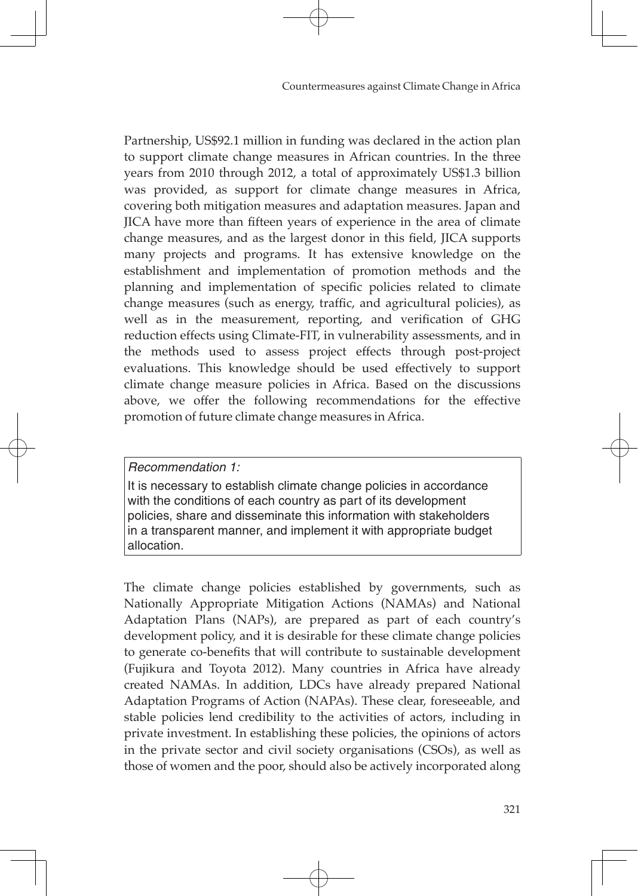Partnership, US$92.1 million in funding was declared in the action plan to support climate change measures in African countries. In the three years from 2010 through 2012, a total of approximately US$1.3 billion was provided, as support for climate change measures in Africa, covering both mitigation measures and adaptation measures. Japan and JICA have more than fifteen years of experience in the area of climate change measures, and as the largest donor in this field, JICA supports many projects and programs. It has extensive knowledge on the establishment and implementation of promotion methods and the planning and implementation of specific policies related to climate change measures (such as energy, traffic, and agricultural policies), as well as in the measurement, reporting, and verification of GHG reduction effects using Climate-FIT, in vulnerability assessments, and in the methods used to assess project effects through post-project evaluations. This knowledge should be used effectively to support climate change measure policies in Africa. Based on the discussions above, we offer the following recommendations for the effective promotion of future climate change measures in Africa.

> *Recommendation 1:*
>
> It is necessary to establish climate change policies in accordance with the conditions of each country as part of its development policies, share and disseminate this information with stakeholders in a transparent manner, and implement it with appropriate budget allocation.

The climate change policies established by governments, such as Nationally Appropriate Mitigation Actions (NAMAs) and National Adaptation Plans (NAPs), are prepared as part of each country's development policy, and it is desirable for these climate change policies to generate co-benefits that will contribute to sustainable development (Fujikura and Toyota 2012). Many countries in Africa have already created NAMAs. In addition, LDCs have already prepared National Adaptation Programs of Action (NAPAs). These clear, foreseeable, and stable policies lend credibility to the activities of actors, including in private investment. In establishing these policies, the opinions of actors in the private sector and civil society organisations (CSOs), as well as those of women and the poor, should also be actively incorporated along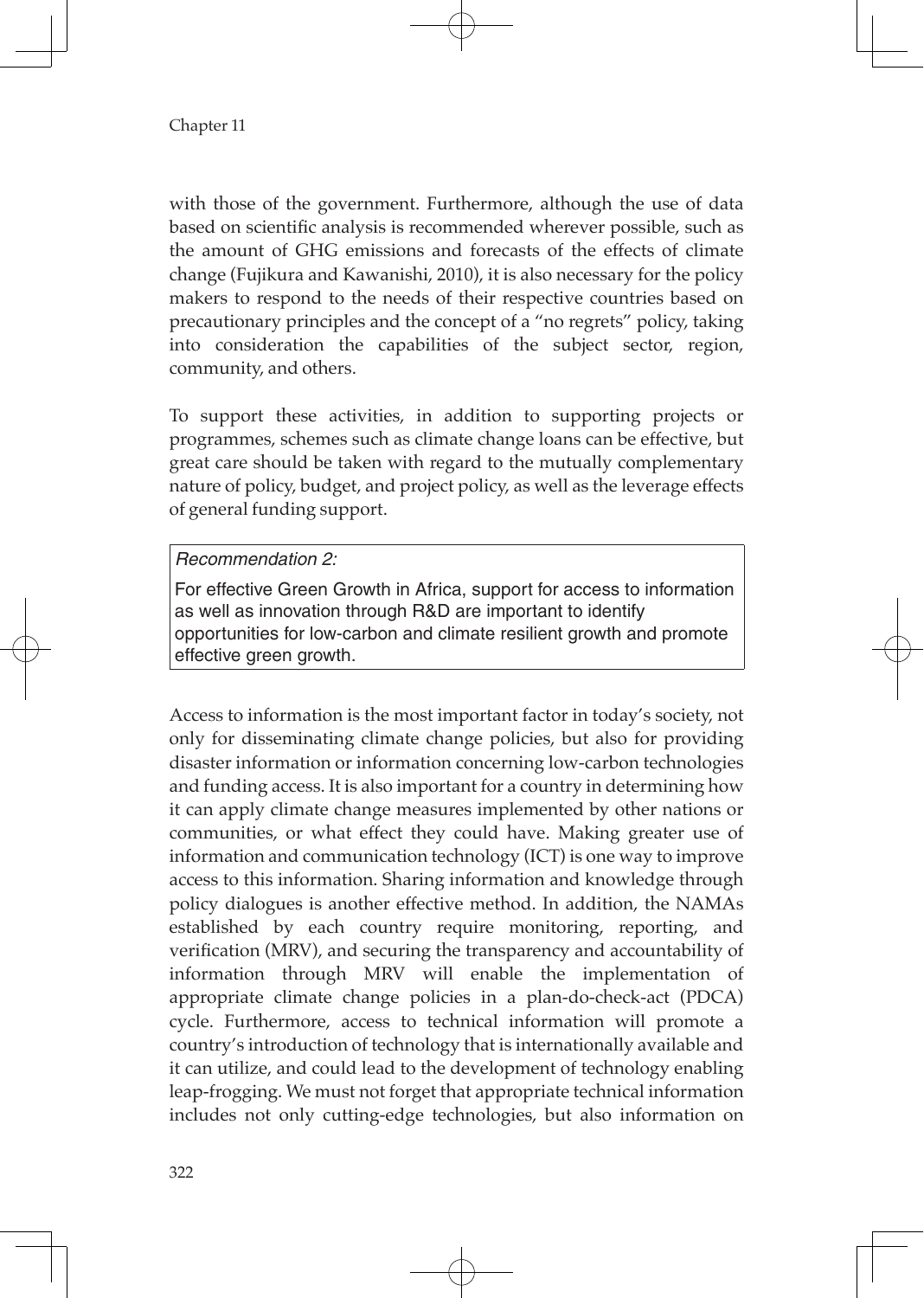with those of the government. Furthermore, although the use of data based on scientific analysis is recommended wherever possible, such as the amount of GHG emissions and forecasts of the effects of climate change (Fujikura and Kawanishi, 2010), it is also necessary for the policy makers to respond to the needs of their respective countries based on precautionary principles and the concept of a "no regrets" policy, taking into consideration the capabilities of the subject sector, region, community, and others.

To support these activities, in addition to supporting projects or programmes, schemes such as climate change loans can be effective, but great care should be taken with regard to the mutually complementary nature of policy, budget, and project policy, as well as the leverage effects of general funding support.

> *Recommendation 2:*
>
> For effective Green Growth in Africa, support for access to information as well as innovation through R&D are important to identify opportunities for low-carbon and climate resilient growth and promote effective green growth.

Access to information is the most important factor in today's society, not only for disseminating climate change policies, but also for providing disaster information or information concerning low-carbon technologies and funding access. It is also important for a country in determining how it can apply climate change measures implemented by other nations or communities, or what effect they could have. Making greater use of information and communication technology (ICT) is one way to improve access to this information. Sharing information and knowledge through policy dialogues is another effective method. In addition, the NAMAs established by each country require monitoring, reporting, and verification (MRV), and securing the transparency and accountability of information through MRV will enable the implementation of appropriate climate change policies in a plan-do-check-act (PDCA) cycle. Furthermore, access to technical information will promote a country's introduction of technology that is internationally available and it can utilize, and could lead to the development of technology enabling leap-frogging. We must not forget that appropriate technical information includes not only cutting-edge technologies, but also information on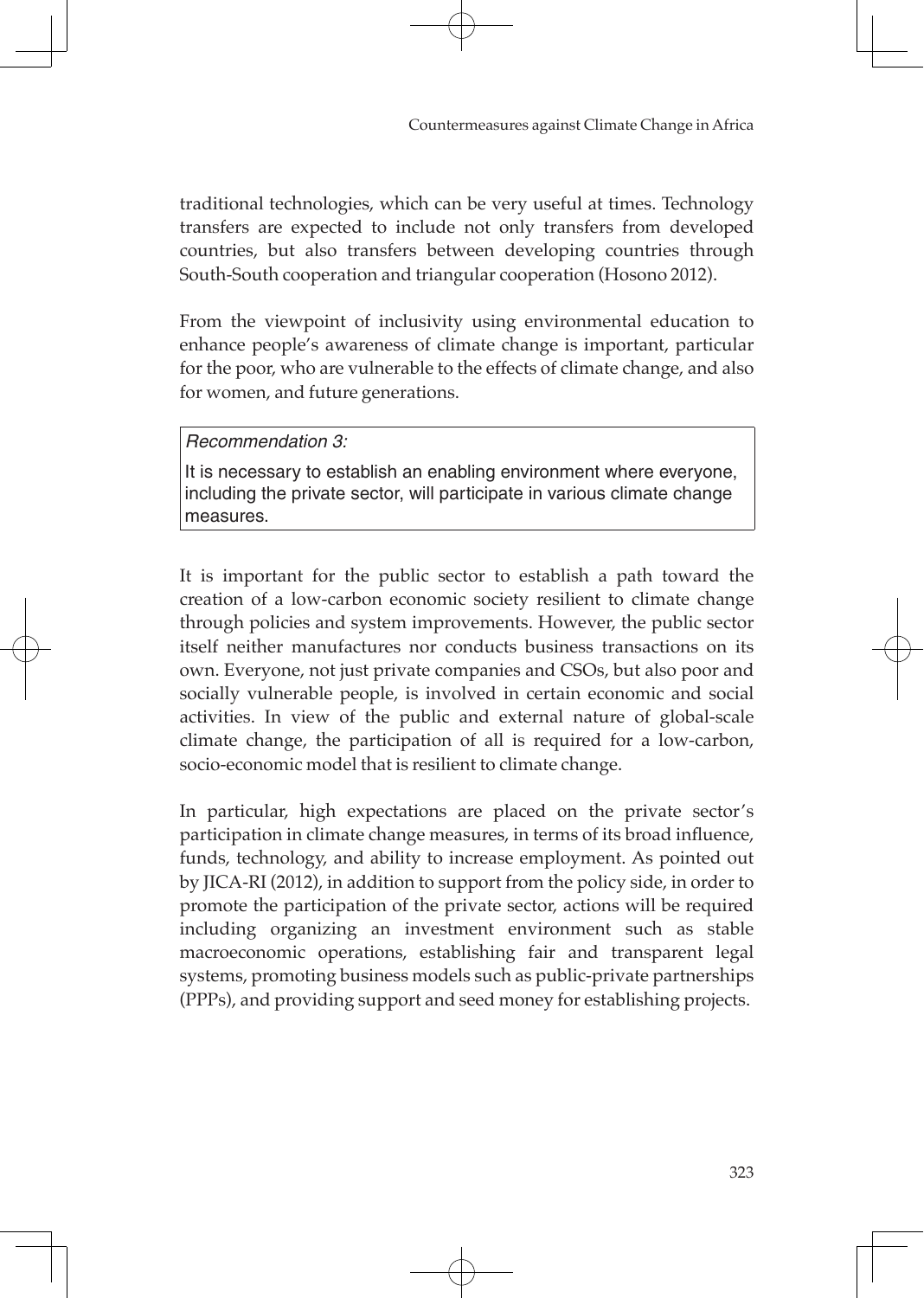traditional technologies, which can be very useful at times. Technology transfers are expected to include not only transfers from developed countries, but also transfers between developing countries through South-South cooperation and triangular cooperation (Hosono 2012).

From the viewpoint of inclusivity using environmental education to enhance people's awareness of climate change is important, particular for the poor, who are vulnerable to the effects of climate change, and also for women, and future generations.

> *Recommendation 3:*
>
> It is necessary to establish an enabling environment where everyone, including the private sector, will participate in various climate change measures.

It is important for the public sector to establish a path toward the creation of a low-carbon economic society resilient to climate change through policies and system improvements. However, the public sector itself neither manufactures nor conducts business transactions on its own. Everyone, not just private companies and CSOs, but also poor and socially vulnerable people, is involved in certain economic and social activities. In view of the public and external nature of global-scale climate change, the participation of all is required for a low-carbon, socio-economic model that is resilient to climate change.

In particular, high expectations are placed on the private sector's participation in climate change measures, in terms of its broad influence, funds, technology, and ability to increase employment. As pointed out by JICA-RI (2012), in addition to support from the policy side, in order to promote the participation of the private sector, actions will be required including organizing an investment environment such as stable macroeconomic operations, establishing fair and transparent legal systems, promoting business models such as public-private partnerships (PPPs), and providing support and seed money for establishing projects.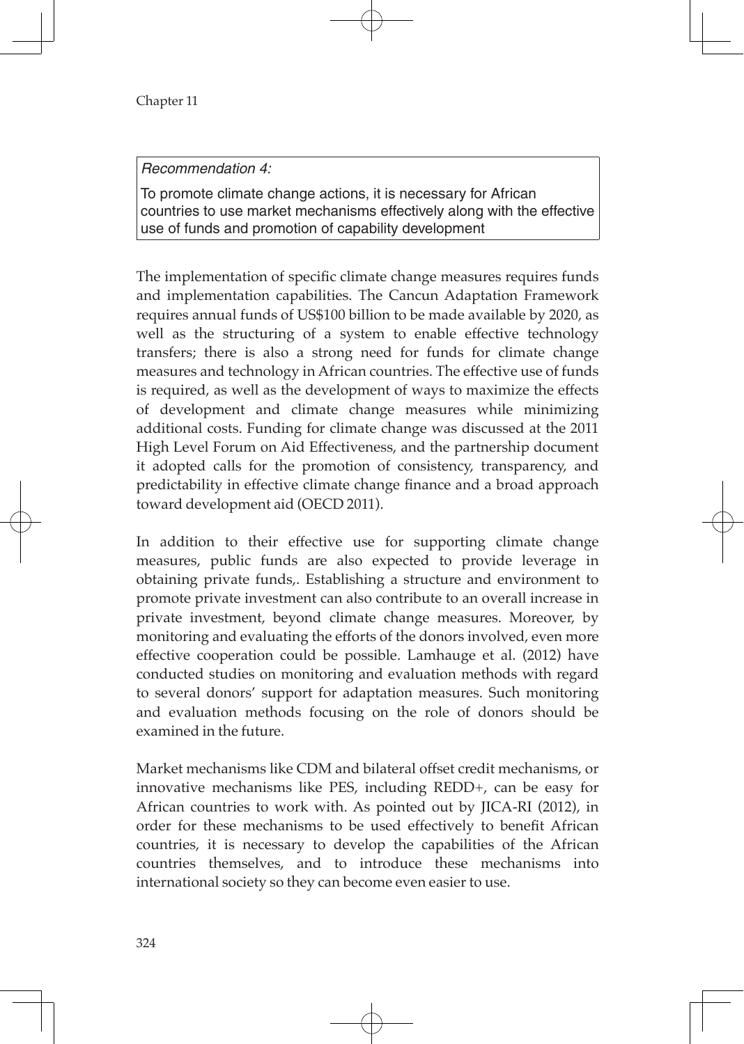*Recommendation 4:*

To promote climate change actions, it is necessary for African countries to use market mechanisms effectively along with the effective use of funds and promotion of capability development

The implementation of specific climate change measures requires funds and implementation capabilities. The Cancun Adaptation Framework requires annual funds of US$100 billion to be made available by 2020, as well as the structuring of a system to enable effective technology transfers; there is also a strong need for funds for climate change measures and technology in African countries. The effective use of funds is required, as well as the development of ways to maximize the effects of development and climate change measures while minimizing additional costs. Funding for climate change was discussed at the 2011 High Level Forum on Aid Effectiveness, and the partnership document it adopted calls for the promotion of consistency, transparency, and predictability in effective climate change finance and a broad approach toward development aid (OECD 2011).

In addition to their effective use for supporting climate change measures, public funds are also expected to provide leverage in obtaining private funds,. Establishing a structure and environment to promote private investment can also contribute to an overall increase in private investment, beyond climate change measures. Moreover, by monitoring and evaluating the efforts of the donors involved, even more effective cooperation could be possible. Lamhauge et al. (2012) have conducted studies on monitoring and evaluation methods with regard to several donors' support for adaptation measures. Such monitoring and evaluation methods focusing on the role of donors should be examined in the future.

Market mechanisms like CDM and bilateral offset credit mechanisms, or innovative mechanisms like PES, including REDD+, can be easy for African countries to work with. As pointed out by JICA-RI (2012), in order for these mechanisms to be used effectively to benefit African countries, it is necessary to develop the capabilities of the African countries themselves, and to introduce these mechanisms into international society so they can become even easier to use.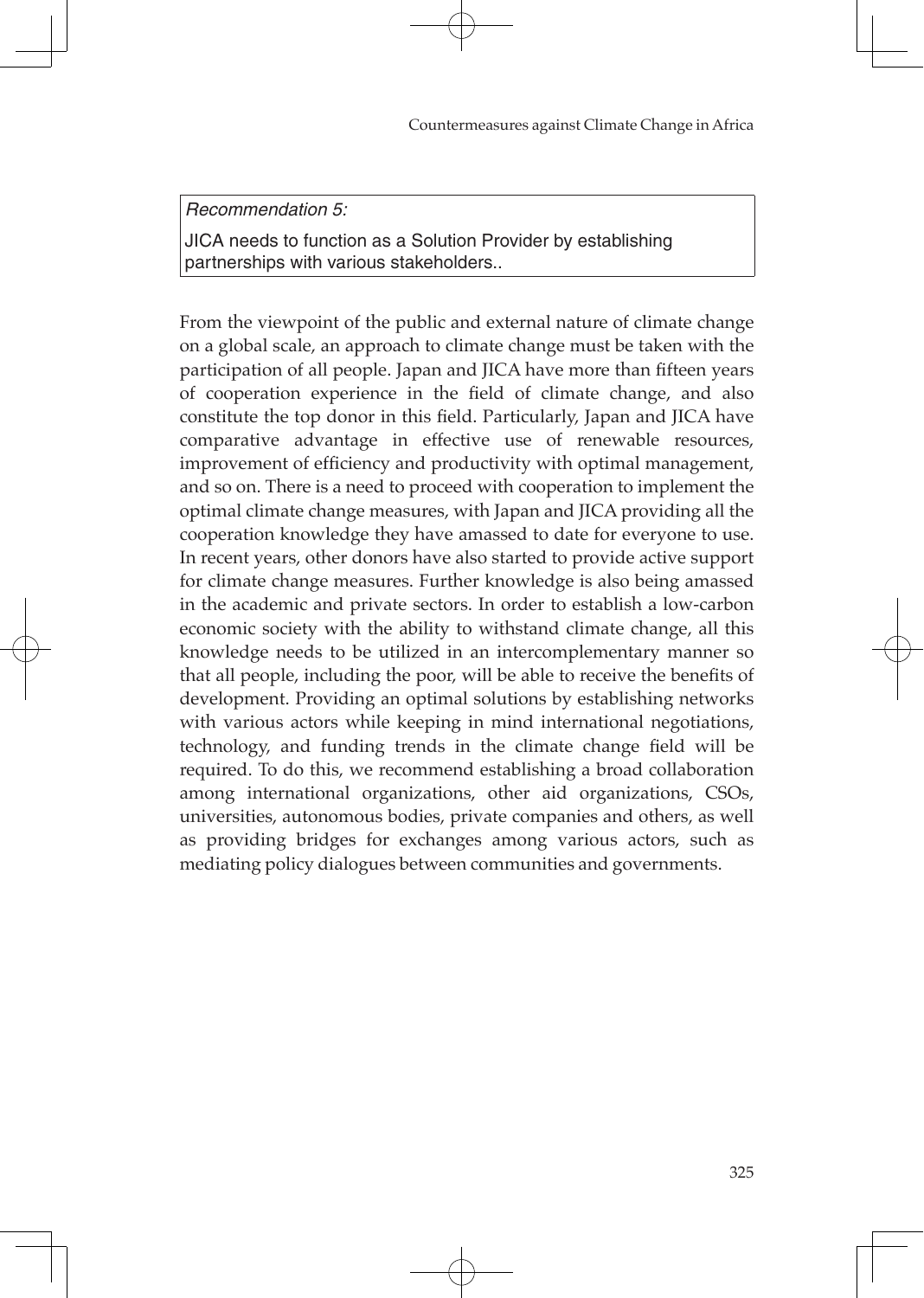*Recommendation 5:*

JICA needs to function as a Solution Provider by establishing partnerships with various stakeholders..

From the viewpoint of the public and external nature of climate change on a global scale, an approach to climate change must be taken with the participation of all people. Japan and JICA have more than fifteen years of cooperation experience in the field of climate change, and also constitute the top donor in this field. Particularly, Japan and JICA have comparative advantage in effective use of renewable resources, improvement of efficiency and productivity with optimal management, and so on. There is a need to proceed with cooperation to implement the optimal climate change measures, with Japan and JICA providing all the cooperation knowledge they have amassed to date for everyone to use. In recent years, other donors have also started to provide active support for climate change measures. Further knowledge is also being amassed in the academic and private sectors. In order to establish a low-carbon economic society with the ability to withstand climate change, all this knowledge needs to be utilized in an intercomplementary manner so that all people, including the poor, will be able to receive the benefits of development. Providing an optimal solutions by establishing networks with various actors while keeping in mind international negotiations, technology, and funding trends in the climate change field will be required. To do this, we recommend establishing a broad collaboration among international organizations, other aid organizations, CSOs, universities, autonomous bodies, private companies and others, as well as providing bridges for exchanges among various actors, such as mediating policy dialogues between communities and governments.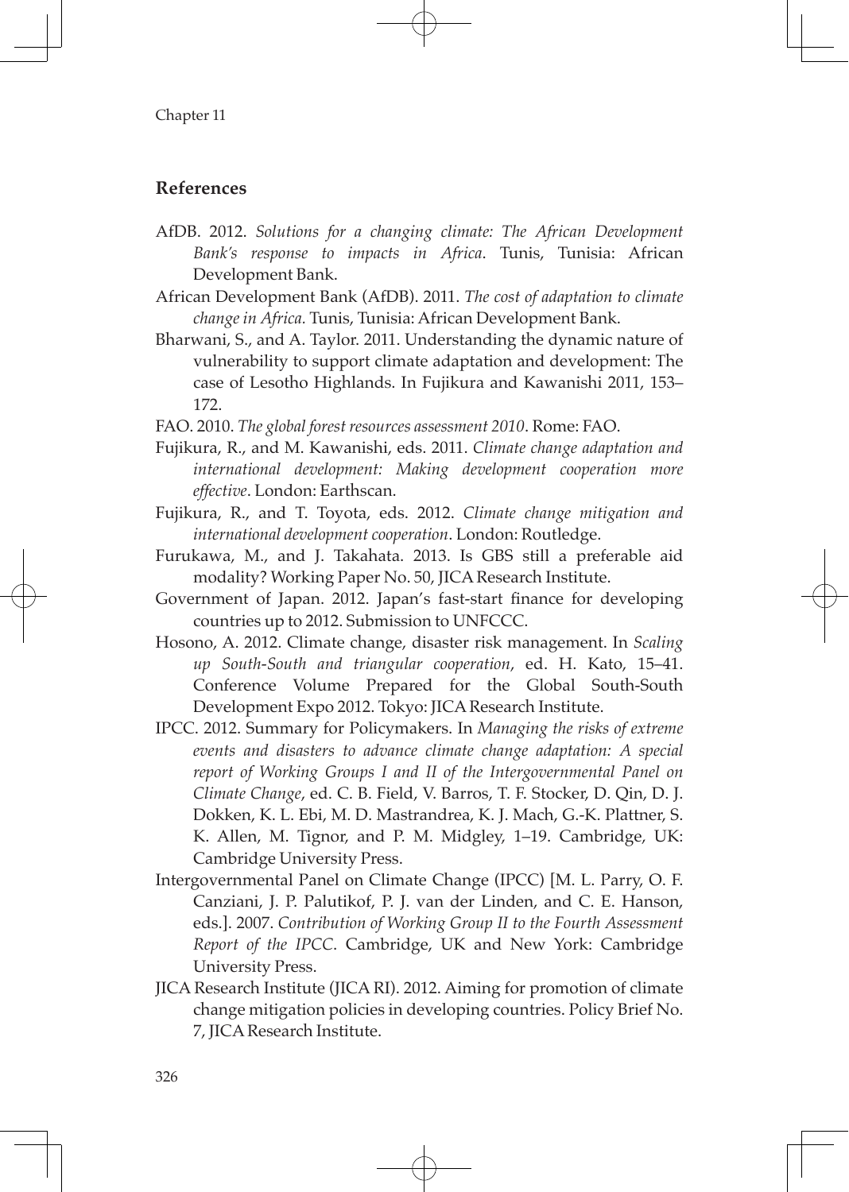## References

AfDB. 2012. *Solutions for a changing climate: The African Development Bank's response to impacts in Africa*. Tunis, Tunisia: African Development Bank.

African Development Bank (AfDB). 2011. *The cost of adaptation to climate change in Africa.* Tunis, Tunisia: African Development Bank.

Bharwani, S., and A. Taylor. 2011. Understanding the dynamic nature of vulnerability to support climate adaptation and development: The case of Lesotho Highlands. In Fujikura and Kawanishi 2011, 153–172.

FAO. 2010. *The global forest resources assessment 2010*. Rome: FAO.

Fujikura, R., and M. Kawanishi, eds. 2011. *Climate change adaptation and international development: Making development cooperation more effective*. London: Earthscan.

Fujikura, R., and T. Toyota, eds. 2012. *Climate change mitigation and international development cooperation*. London: Routledge.

Furukawa, M., and J. Takahata. 2013. Is GBS still a preferable aid modality? Working Paper No. 50, JICA Research Institute.

Government of Japan. 2012. Japan's fast-start finance for developing countries up to 2012. Submission to UNFCCC.

Hosono, A. 2012. Climate change, disaster risk management. In *Scaling up South-South and triangular cooperation*, ed. H. Kato, 15–41. Conference Volume Prepared for the Global South-South Development Expo 2012. Tokyo: JICA Research Institute.

IPCC. 2012. Summary for Policymakers. In *Managing the risks of extreme events and disasters to advance climate change adaptation: A special report of Working Groups I and II of the Intergovernmental Panel on Climate Change*, ed. C. B. Field, V. Barros, T. F. Stocker, D. Qin, D. J. Dokken, K. L. Ebi, M. D. Mastrandrea, K. J. Mach, G.-K. Plattner, S. K. Allen, M. Tignor, and P. M. Midgley, 1–19. Cambridge, UK: Cambridge University Press.

Intergovernmental Panel on Climate Change (IPCC) [M. L. Parry, O. F. Canziani, J. P. Palutikof, P. J. van der Linden, and C. E. Hanson, eds.]. 2007. *Contribution of Working Group II to the Fourth Assessment Report of the IPCC*. Cambridge, UK and New York: Cambridge University Press.

JICA Research Institute (JICA RI). 2012. Aiming for promotion of climate change mitigation policies in developing countries. Policy Brief No. 7, JICA Research Institute.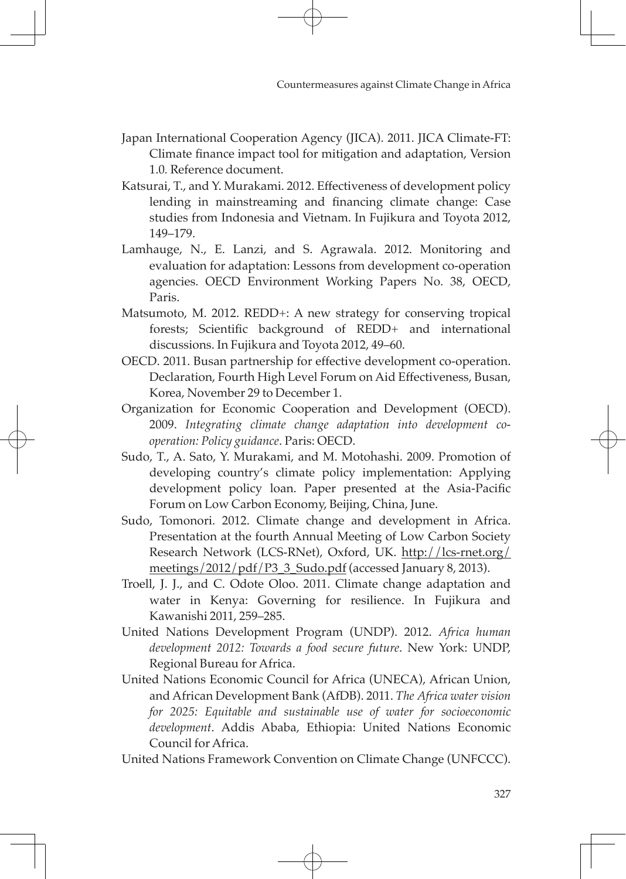Japan International Cooperation Agency (JICA). 2011. JICA Climate-FT: Climate finance impact tool for mitigation and adaptation, Version 1.0. Reference document.

Katsurai, T., and Y. Murakami. 2012. Effectiveness of development policy lending in mainstreaming and financing climate change: Case studies from Indonesia and Vietnam. In Fujikura and Toyota 2012, 149–179.

Lamhauge, N., E. Lanzi, and S. Agrawala. 2012. Monitoring and evaluation for adaptation: Lessons from development co-operation agencies. OECD Environment Working Papers No. 38, OECD, Paris.

Matsumoto, M. 2012. REDD+: A new strategy for conserving tropical forests; Scientific background of REDD+ and international discussions. In Fujikura and Toyota 2012, 49–60.

OECD. 2011. Busan partnership for effective development co-operation. Declaration, Fourth High Level Forum on Aid Effectiveness, Busan, Korea, November 29 to December 1.

Organization for Economic Cooperation and Development (OECD). 2009. *Integrating climate change adaptation into development co-operation: Policy guidance*. Paris: OECD.

Sudo, T., A. Sato, Y. Murakami, and M. Motohashi. 2009. Promotion of developing country's climate policy implementation: Applying development policy loan. Paper presented at the Asia-Pacific Forum on Low Carbon Economy, Beijing, China, June.

Sudo, Tomonori. 2012. Climate change and development in Africa. Presentation at the fourth Annual Meeting of Low Carbon Society Research Network (LCS-RNet), Oxford, UK. http://lcs-rnet.org/meetings/2012/pdf/P3_3_Sudo.pdf (accessed January 8, 2013).

Troell, J. J., and C. Odote Oloo. 2011. Climate change adaptation and water in Kenya: Governing for resilience. In Fujikura and Kawanishi 2011, 259–285.

United Nations Development Program (UNDP). 2012. *Africa human development 2012: Towards a food secure future*. New York: UNDP, Regional Bureau for Africa.

United Nations Economic Council for Africa (UNECA), African Union, and African Development Bank (AfDB). 2011. *The Africa water vision for 2025: Equitable and sustainable use of water for socioeconomic development*. Addis Ababa, Ethiopia: United Nations Economic Council for Africa.

United Nations Framework Convention on Climate Change (UNFCCC).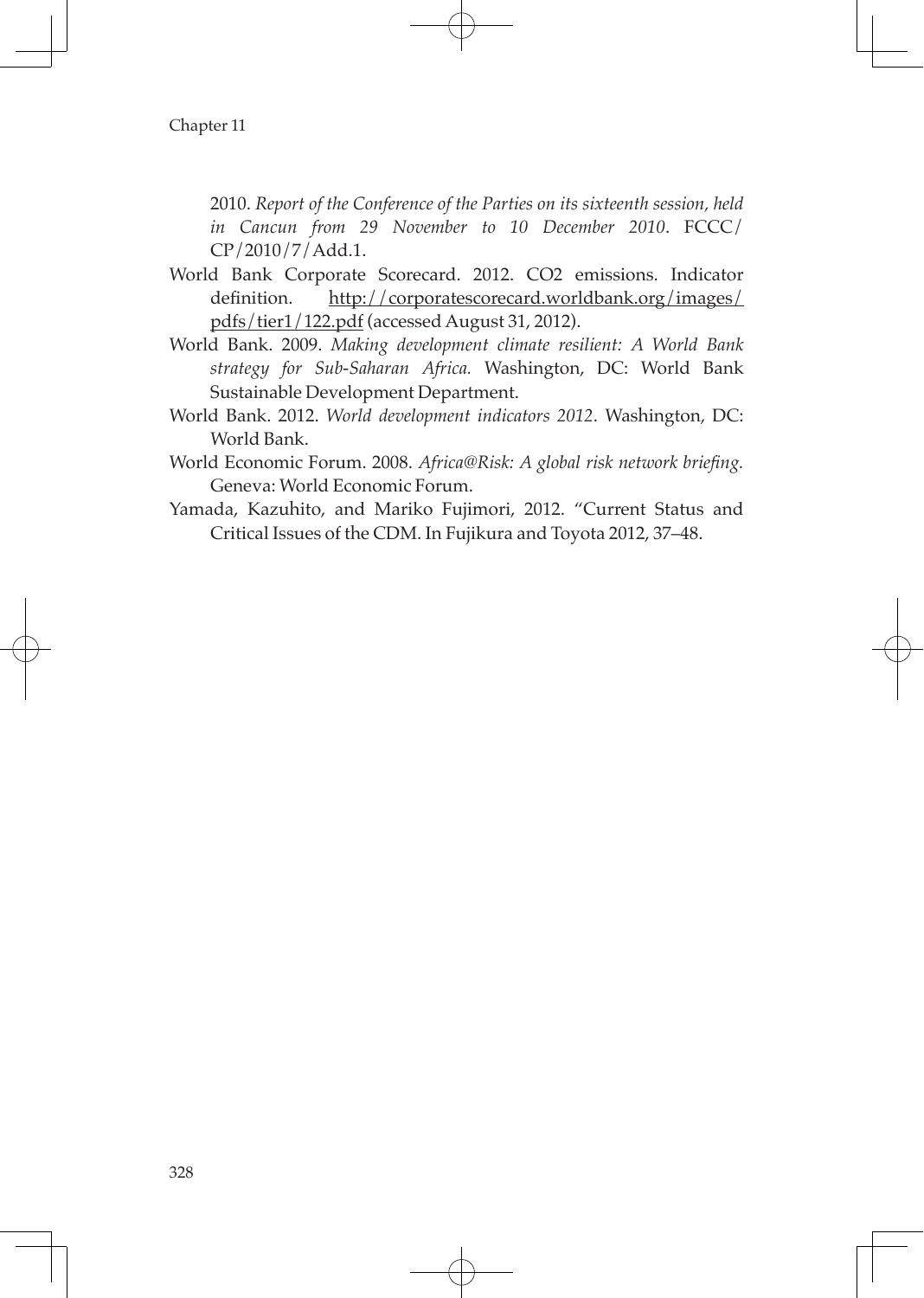2010. *Report of the Conference of the Parties on its sixteenth session, held in Cancun from 29 November to 10 December 2010*. FCCC/CP/2010/7/Add.1.

World Bank Corporate Scorecard. 2012. CO2 emissions. Indicator definition. http://corporatescorecard.worldbank.org/images/pdfs/tier1/122.pdf (accessed August 31, 2012).

World Bank. 2009. *Making development climate resilient: A World Bank strategy for Sub-Saharan Africa.* Washington, DC: World Bank Sustainable Development Department.

World Bank. 2012. *World development indicators 2012*. Washington, DC: World Bank.

World Economic Forum. 2008. *Africa@Risk: A global risk network briefing.* Geneva: World Economic Forum.

Yamada, Kazuhito, and Mariko Fujimori, 2012. "Current Status and Critical Issues of the CDM. In Fujikura and Toyota 2012, 37–48.